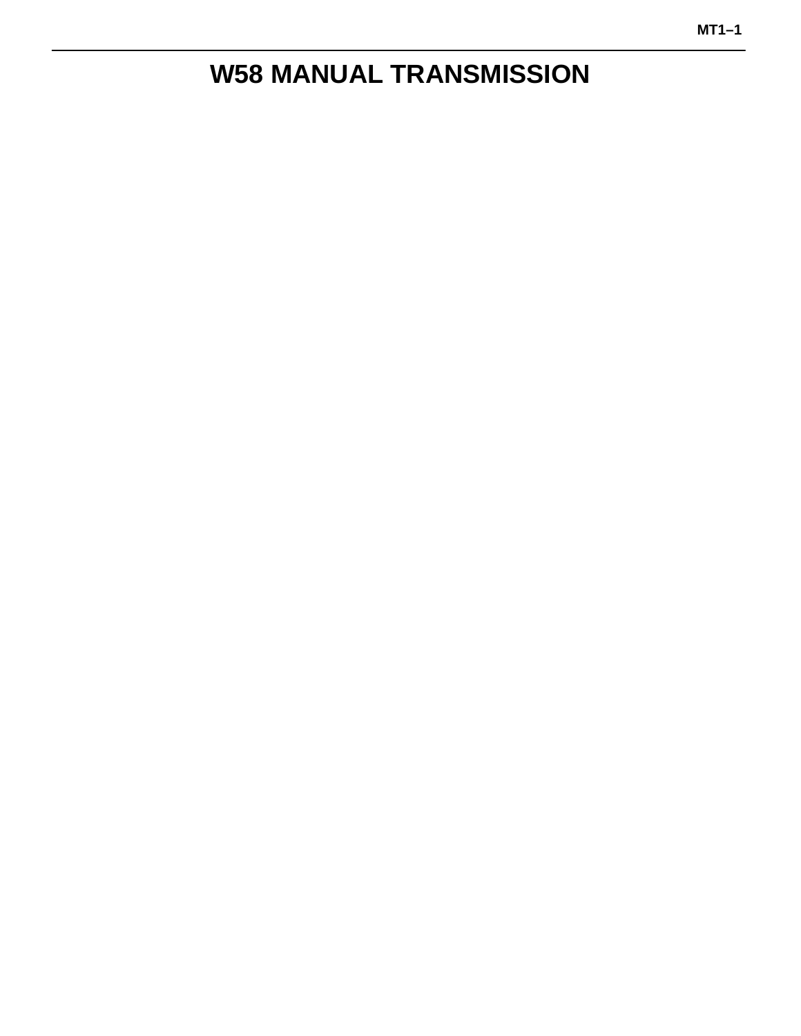# W58 MANUAL TRANSMISSION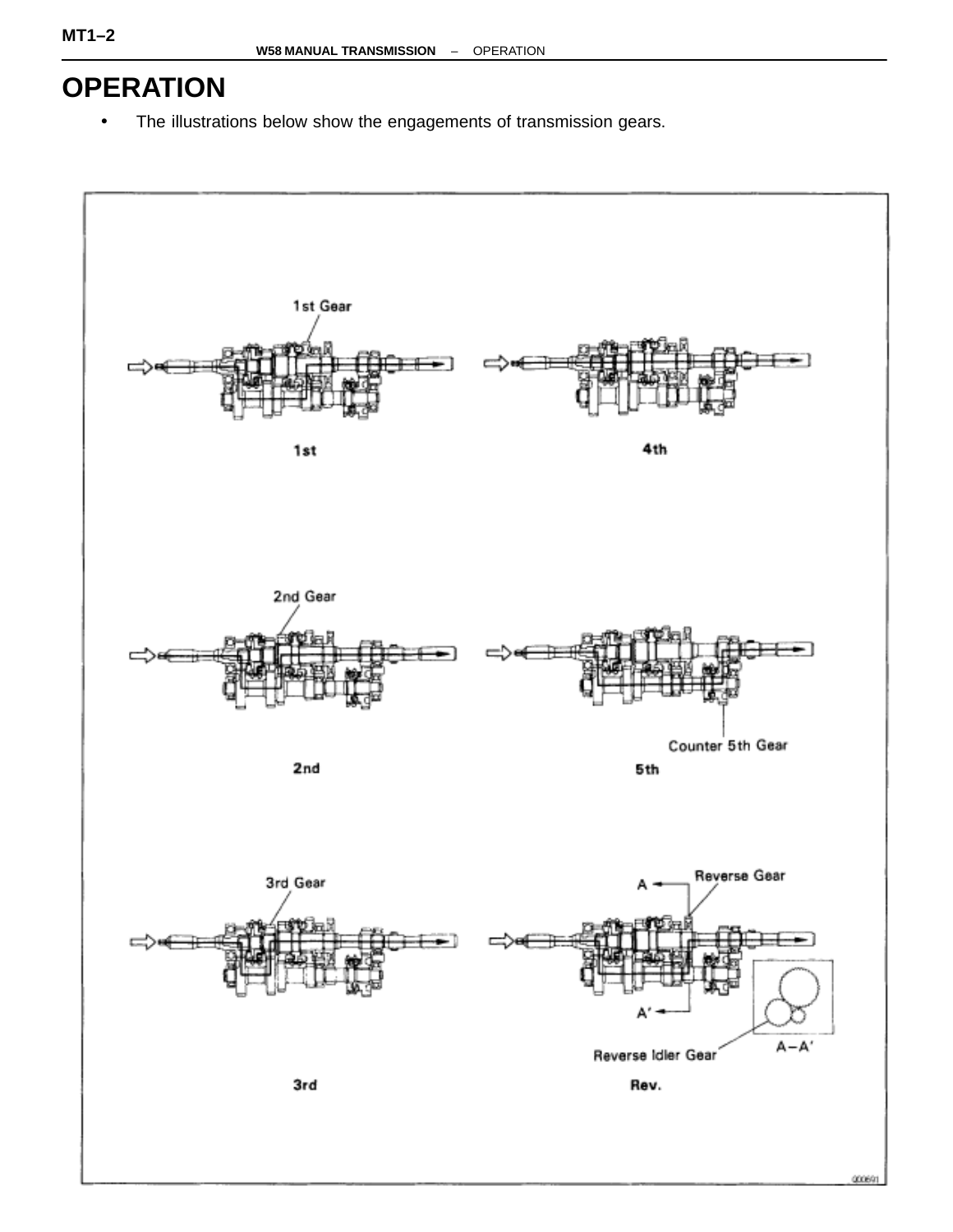# OPERATION

- The illustrations below show the engagements of transmission gears.

1st Gear

1st

4th

2nd Gear

2nd

Counter 5th Gear

5th

3rd Gear

3rd

A

Reverse Gear

A'

Reverse Idler Gear

A–A'

Rev.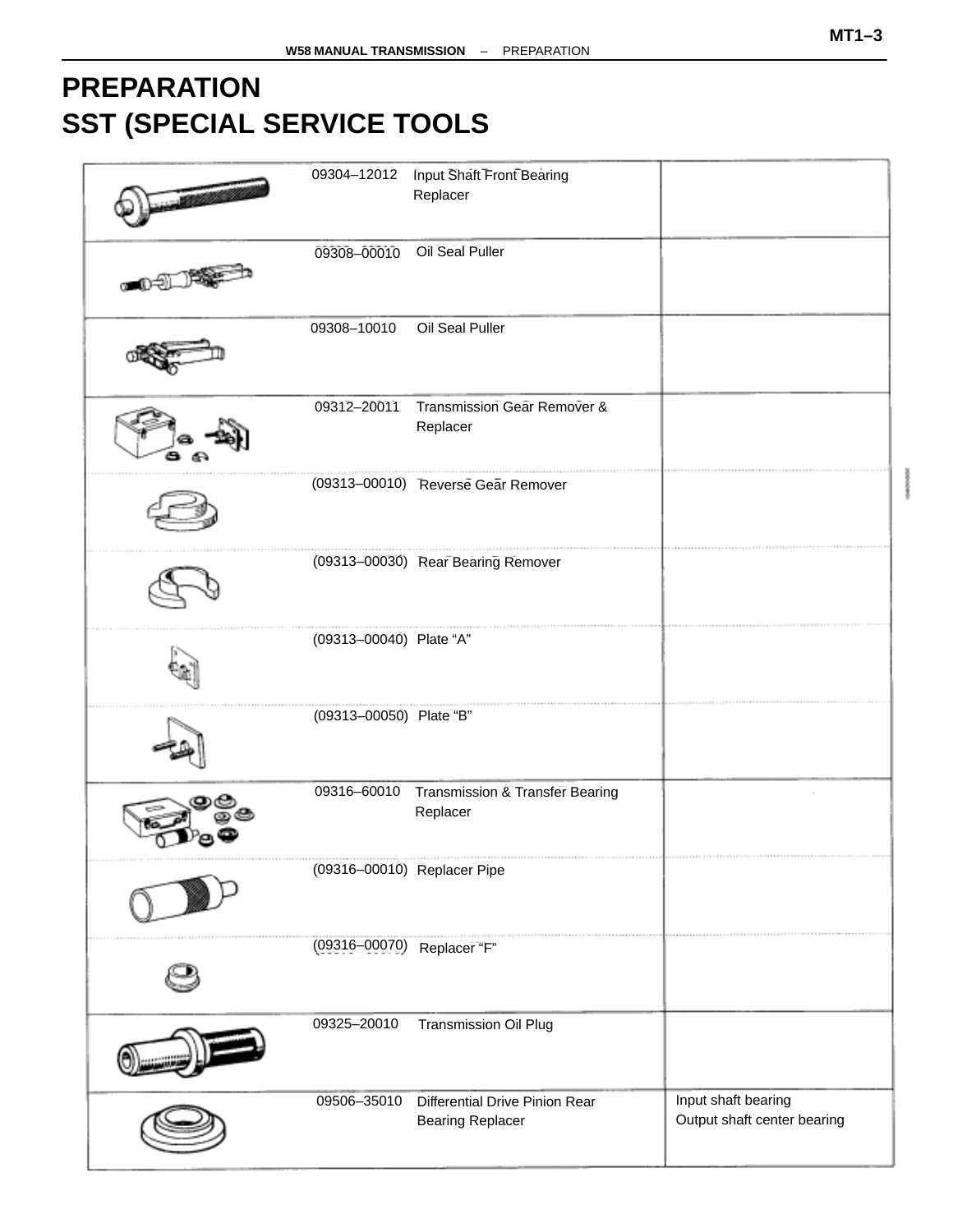# PREPARATION

# SST (SPECIAL SERVICE TOOLS

| Tool No. | Tool Name | Note |
| --- | --- | --- |
| 09304–12012 | Input Shaft Front Bearing Replacer | |
| 09308–00010 | Oil Seal Puller | |
| 09308–10010 | Oil Seal Puller | |
| 09312–20011 | Transmission Gear Remover & Replacer | |
| (09313–00010) | Reverse Gear Remover | |
| (09313–00030) | Rear Bearing Remover | |
| (09313–00040) | Plate “A” | |
| (09313–00050) | Plate “B” | |
| 09316–60010 | Transmission & Transfer Bearing Replacer | |
| (09316–00010) | Replacer Pipe | |
| (09316–00070) | Replacer “F” | |
| 09325–20010 | Transmission Oil Plug | |
| 09506–35010 | Differential Drive Pinion Rear Bearing Replacer | Input shaft bearing<br>Output shaft center bearing |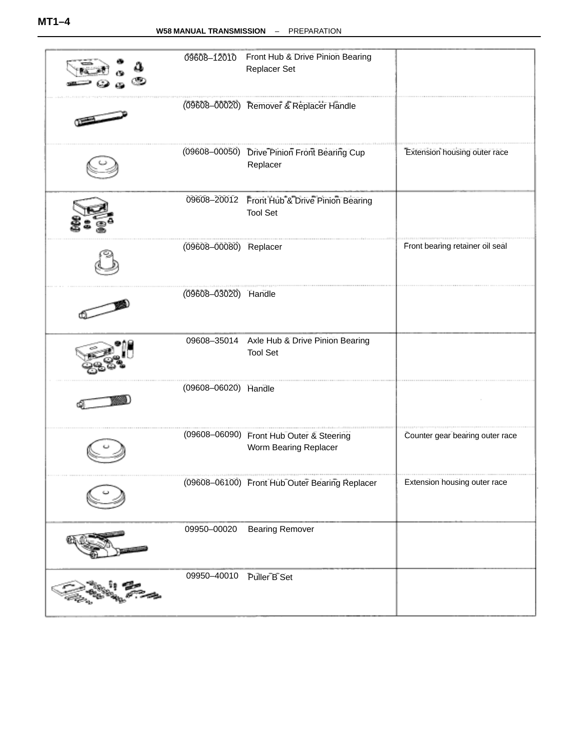| | | | |
|---|---|---|---|
| | 09608–12010 | Front Hub & Drive Pinion Bearing Replacer Set | |
| | (09608–00020) | Remover & Replacer Handle | |
| | (09608–00050) | Drive Pinion Front Bearing Cup Replacer | Extension housing outer race |
| | 09608–20012 | Front Hub & Drive Pinion Bearing Tool Set | |
| | (09608–00080) | Replacer | Front bearing retainer oil seal |
| | (09608–03020) | Handle | |
| | 09608–35014 | Axle Hub & Drive Pinion Bearing Tool Set | |
| | (09608–06020) | Handle | |
| | (09608–06090) | Front Hub Outer & Steering Worm Bearing Replacer | Counter gear bearing outer race |
| | (09608–06100) | Front Hub Outer Bearing Replacer | Extension housing outer race |
| | 09950–00020 | Bearing Remover | |
| | 09950–40010 | Puller B Set | |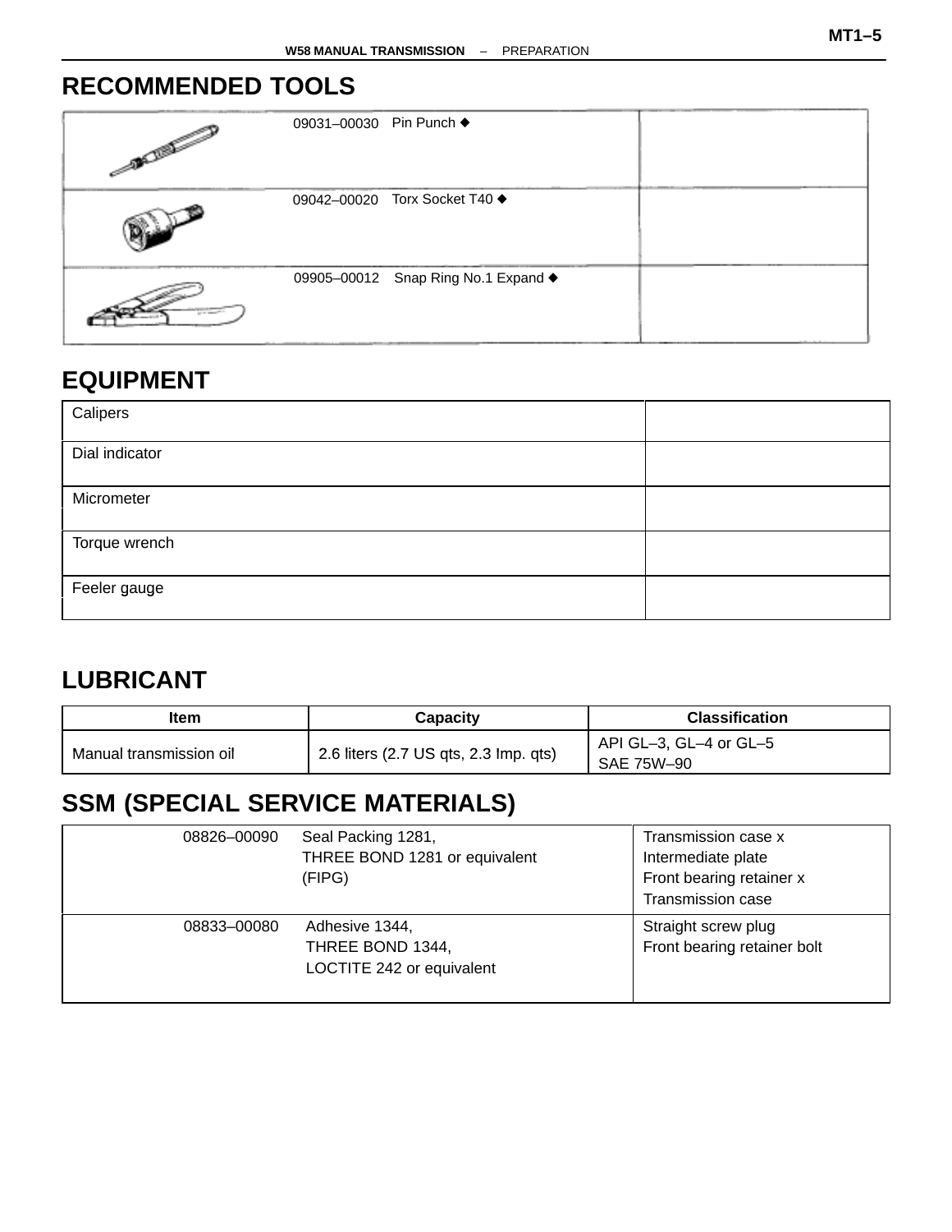## RECOMMENDED TOOLS

| | | |
|---|---|---|
| | 09031–00030 Pin Punch ◆ | |
| | 09042–00020 Torx Socket T40 ◆ | |
| | 09905–00012 Snap Ring No.1 Expand ◆ | |

## EQUIPMENT

| | |
|---|---|
| Calipers | |
| Dial indicator | |
| Micrometer | |
| Torque wrench | |
| Feeler gauge | |

## LUBRICANT

| Item | Capacity | Classification |
|---|---|---|
| Manual transmission oil | 2.6 liters (2.7 US qts, 2.3 Imp. qts) | API GL–3, GL–4 or GL–5<br>SAE 75W–90 |

## SSM (SPECIAL SERVICE MATERIALS)

| | |
|---|---|
| 08826–00090 Seal Packing 1281,<br>THREE BOND 1281 or equivalent<br>(FIPG) | Transmission case x<br>Intermediate plate<br>Front bearing retainer x<br>Transmission case |
| 08833–00080 Adhesive 1344,<br>THREE BOND 1344,<br>LOCTITE 242 or equivalent | Straight screw plug<br>Front bearing retainer bolt |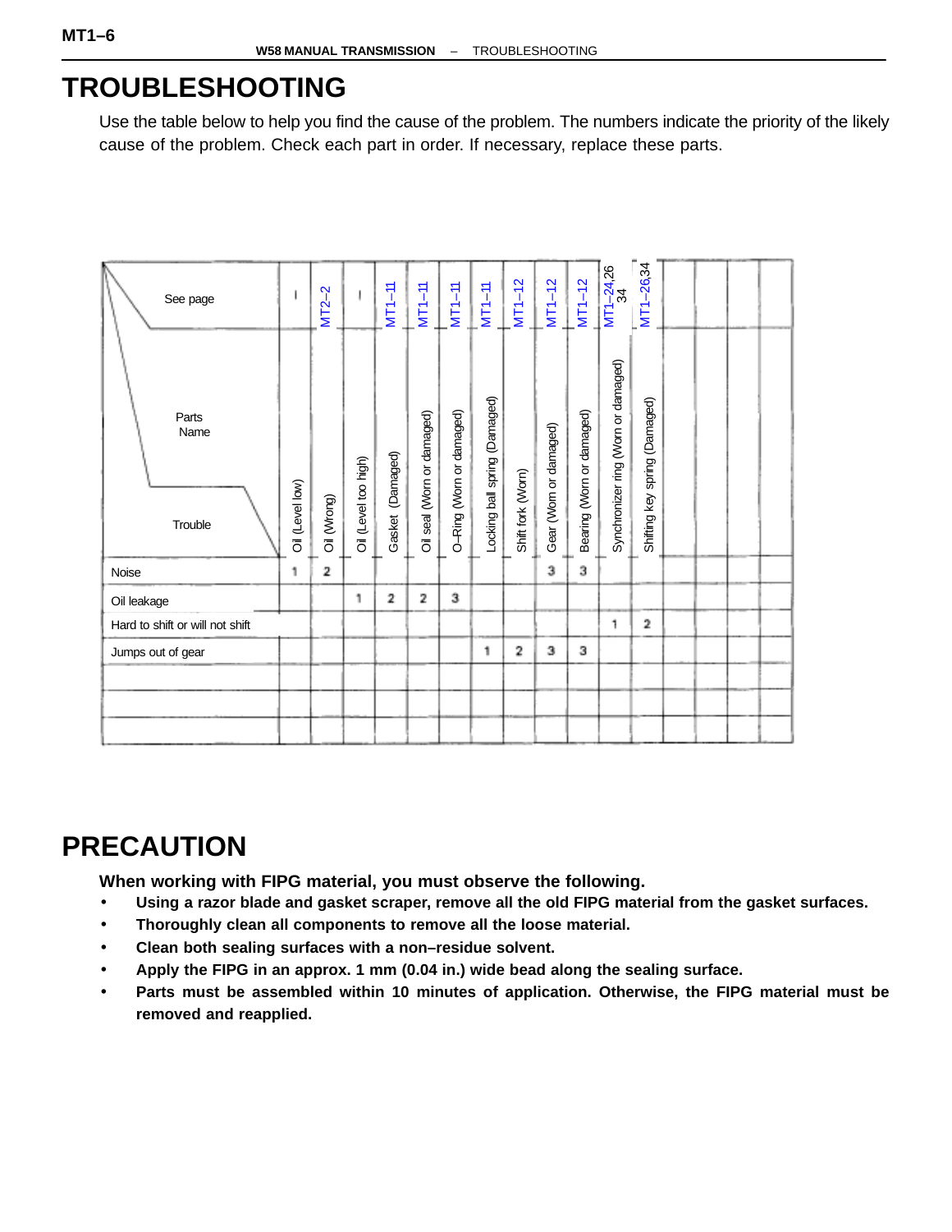# TROUBLESHOOTING

Use the table below to help you find the cause of the problem. The numbers indicate the priority of the likely cause of the problem. Check each part in order. If necessary, replace these parts.

| See page | – | MT2–2 | – | MT1–11 | MT1–11 | MT1–11 | MT1–11 | MT1–12 | MT1–12 | MT1–12 | MT1–24,26 34 | MT1–26,34 |
|---|---|---|---|---|---|---|---|---|---|---|---|---|
| **Trouble** / **Parts Name** | Oil (Level low) | Oil (Wrong) | Oil (Level too high) | Gasket (Damaged) | Oil seal (Worn or damaged) | O–Ring (Worn or damaged) | Locking ball spring (Damaged) | Shift fork (Worn) | Gear (Worn or damaged) | Bearing (Worn or damaged) | Synchronizer ring (Worn or damaged) | Shifting key spring (Damaged) |
| Noise | 1 | 2 | | | | | | | 3 | 3 | | |
| Oil leakage | | | 1 | 2 | 2 | 3 | | | | | | |
| Hard to shift or will not shift | | | | | | | | | | | 1 | 2 |
| Jumps out of gear | | | | | | | 1 | 2 | 3 | 3 | | |

# PRECAUTION

**When working with FIPG material, you must observe the following.**

- **Using a razor blade and gasket scraper, remove all the old FIPG material from the gasket surfaces.**
- **Thoroughly clean all components to remove all the loose material.**
- **Clean both sealing surfaces with a non–residue solvent.**
- **Apply the FIPG in an approx. 1 mm (0.04 in.) wide bead along the sealing surface.**
- **Parts must be assembled within 10 minutes of application. Otherwise, the FIPG material must be removed and reapplied.**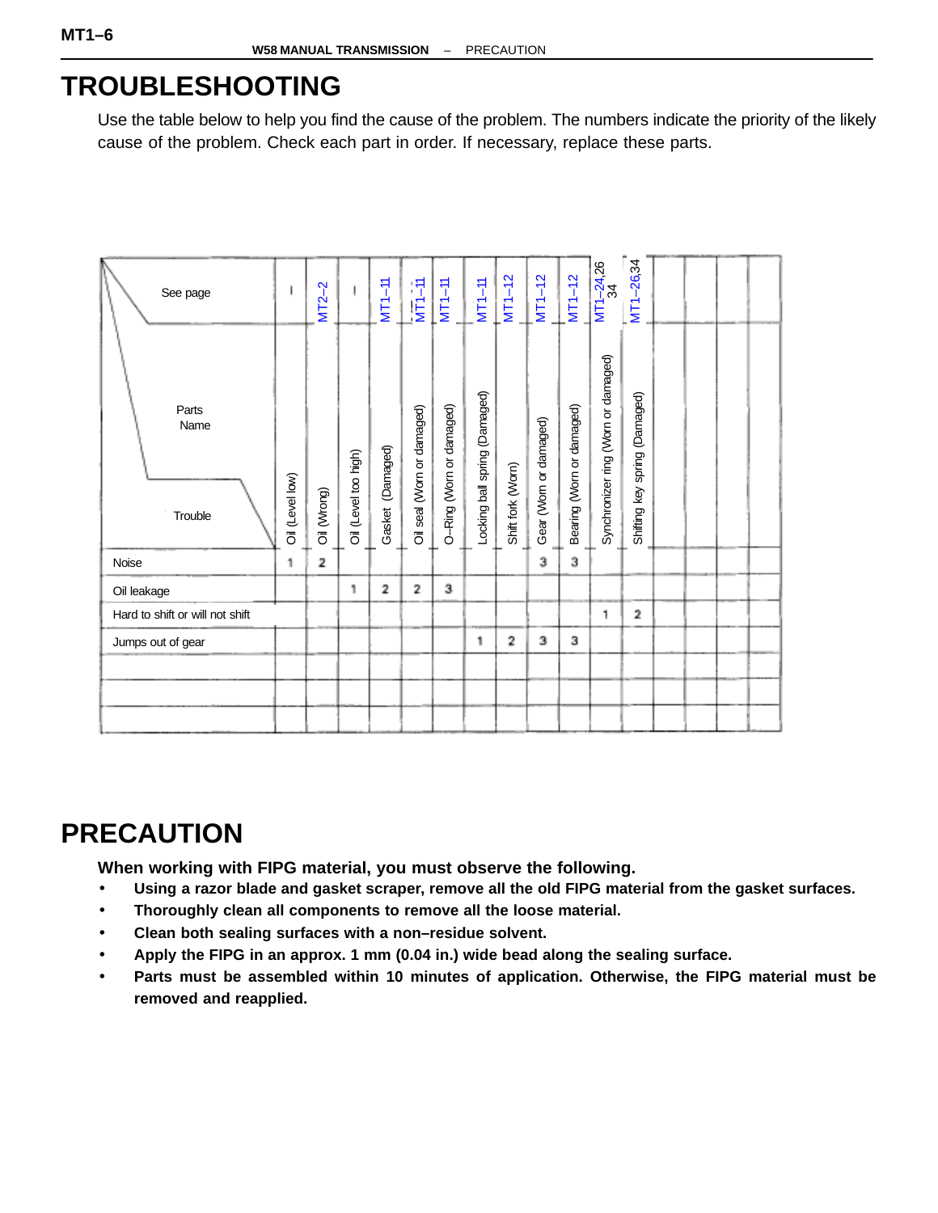# TROUBLESHOOTING

Use the table below to help you find the cause of the problem. The numbers indicate the priority of the likely cause of the problem. Check each part in order. If necessary, replace these parts.

| See page | – | MT2–2 | – | MT1–11 | MT1–11 | MT1–11 | MT1–11 | MT1–12 | MT1–12 | MT1–12 | MT1–24,26 34 | MT1–26,34 | | | | |
|---|---|---|---|---|---|---|---|---|---|---|---|---|---|---|---|---|
| **Trouble \ Parts Name** | Oil (Level low) | Oil (Wrong) | Oil (Level too high) | Gasket (Damaged) | Oil seal (Worn or damaged) | O–Ring (Worn or damaged) | Locking ball spring (Damaged) | Shift fork (Worn) | Gear (Worn or damaged) | Bearing (Worn or damaged) | Synchronizer ring (Worn or damaged) | Shifting key spring (Damaged) | | | | |
| Noise | 1 | 2 | | | | | | | 3 | 3 | | | | | | |
| Oil leakage | | | 1 | 2 | 2 | 3 | | | | | | | | | | |
| Hard to shift or will not shift | | | | | | | | | | | 1 | 2 | | | | |
| Jumps out of gear | | | | | | | 1 | 2 | 3 | 3 | | | | | | |
| | | | | | | | | | | | | | | | | |
| | | | | | | | | | | | | | | | | |
| | | | | | | | | | | | | | | | | |

# PRECAUTION

**When working with FIPG material, you must observe the following.**

- **Using a razor blade and gasket scraper, remove all the old FIPG material from the gasket surfaces.**
- **Thoroughly clean all components to remove all the loose material.**
- **Clean both sealing surfaces with a non–residue solvent.**
- **Apply the FIPG in an approx. 1 mm (0.04 in.) wide bead along the sealing surface.**
- **Parts must be assembled within 10 minutes of application. Otherwise, the FIPG material must be removed and reapplied.**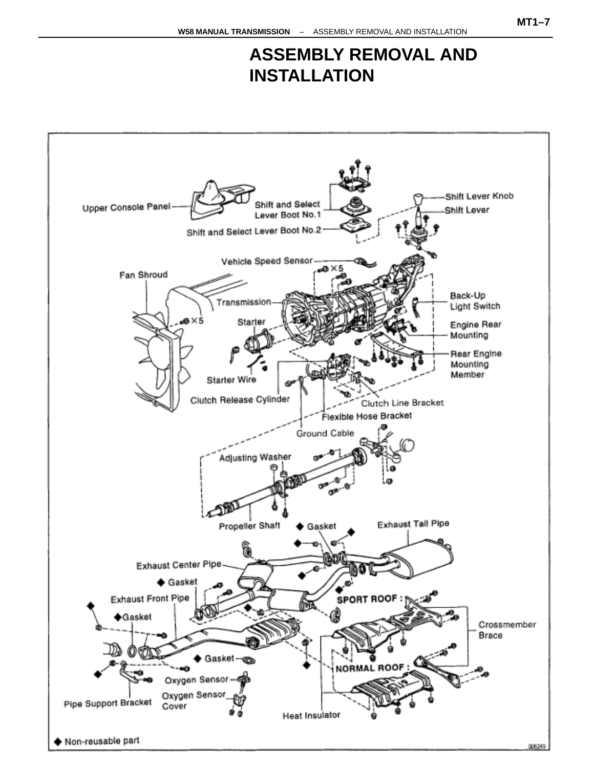# ASSEMBLY REMOVAL AND INSTALLATION

Upper Console Panel

Shift and Select Lever Boot No.1

Shift and Select Lever Boot No.2

Shift Lever Knob

Shift Lever

Vehicle Speed Sensor

×5

Fan Shroud

Transmission

×5

Starter

Back-Up Light Switch

Engine Rear Mounting

Rear Engine Mounting Member

Starter Wire

Clutch Release Cylinder

Clutch Line Bracket

Flexible Hose Bracket

Ground Cable

Adjusting Washer

Propeller Shaft

◆ Gasket

Exhaust Tail Pipe

Exhaust Center Pipe

◆ Gasket

Exhaust Front Pipe

◆Gasket

SPORT ROOF :

Crossmember Brace

◆ Gasket

NORMAL ROOF :

Oxygen Sensor

Oxygen Sensor Cover

Pipe Support Bracket

Heat Insulator

◆ Non-reusable part

Q06249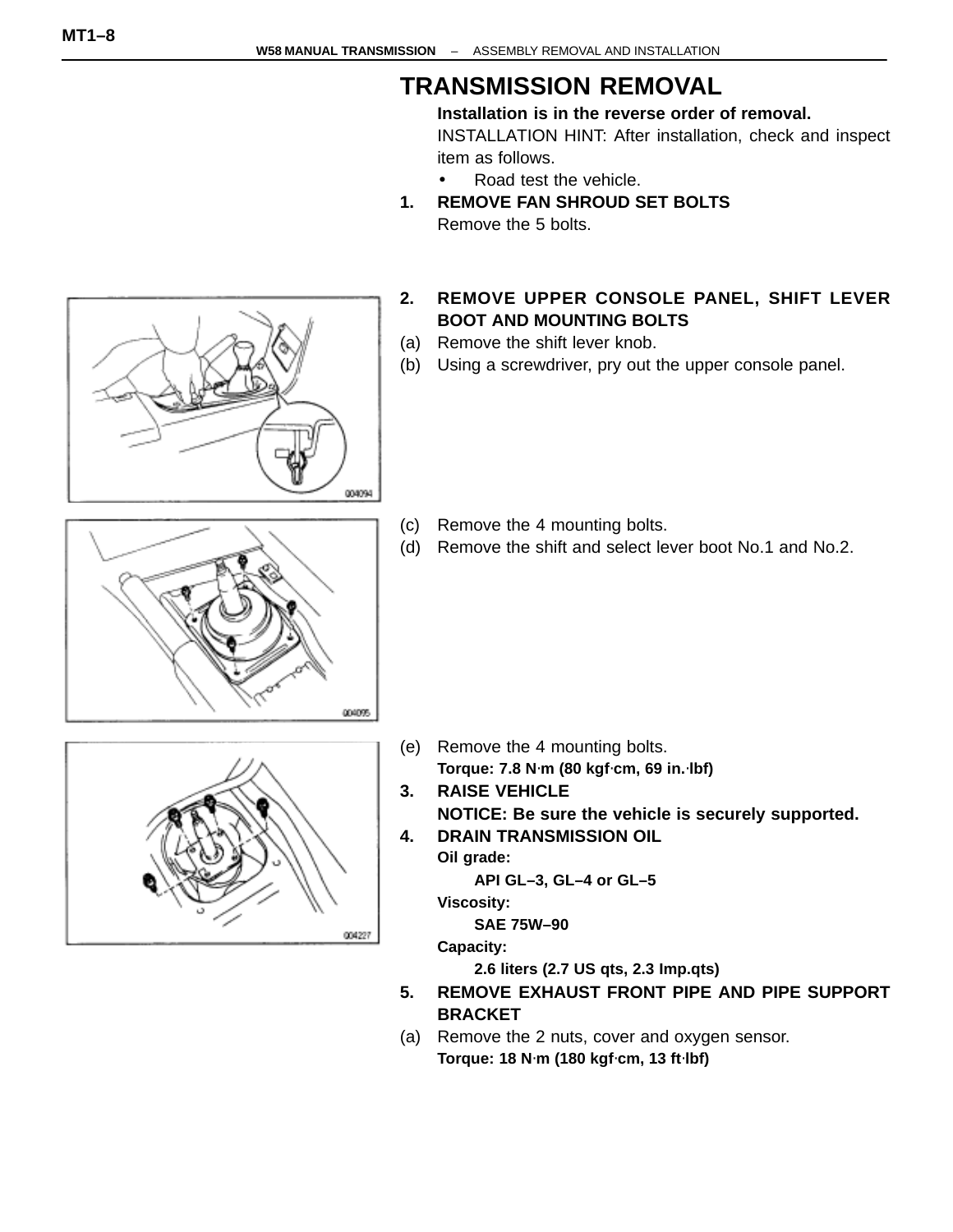# TRANSMISSION REMOVAL

**Installation is in the reverse order of removal.**

INSTALLATION HINT: After installation, check and inspect item as follows.

- Road test the vehicle.

**1. REMOVE FAN SHROUD SET BOLTS**

Remove the 5 bolts.

**2. REMOVE UPPER CONSOLE PANEL, SHIFT LEVER BOOT AND MOUNTING BOLTS**

(a) Remove the shift lever knob.

(b) Using a screwdriver, pry out the upper console panel.

(c) Remove the 4 mounting bolts.

(d) Remove the shift and select lever boot No.1 and No.2.

(e) Remove the 4 mounting bolts.

**Torque: 7.8 N·m (80 kgf·cm, 69 in.·lbf)**

**3. RAISE VEHICLE**

**NOTICE: Be sure the vehicle is securely supported.**

**4. DRAIN TRANSMISSION OIL**

**Oil grade:**

**API GL–3, GL–4 or GL–5**

**Viscosity:**

**SAE 75W–90**

**Capacity:**

**2.6 liters (2.7 US qts, 2.3 Imp.qts)**

**5. REMOVE EXHAUST FRONT PIPE AND PIPE SUPPORT BRACKET**

(a) Remove the 2 nuts, cover and oxygen sensor.

**Torque: 18 N·m (180 kgf·cm, 13 ft·lbf)**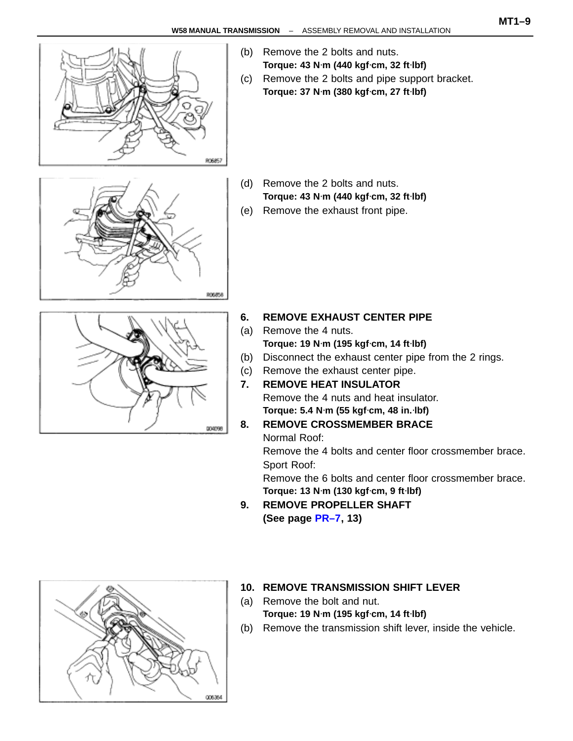(b) Remove the 2 bolts and nuts.
**Torque: 43 N·m (440 kgf·cm, 32 ft·lbf)**

(c) Remove the 2 bolts and pipe support bracket.
**Torque: 37 N·m (380 kgf·cm, 27 ft·lbf)**

(d) Remove the 2 bolts and nuts.
**Torque: 43 N·m (440 kgf·cm, 32 ft·lbf)**

(e) Remove the exhaust front pipe.

**6. REMOVE EXHAUST CENTER PIPE**

(a) Remove the 4 nuts.
**Torque: 19 N·m (195 kgf·cm, 14 ft·lbf)**

(b) Disconnect the exhaust center pipe from the 2 rings.

(c) Remove the exhaust center pipe.

**7. REMOVE HEAT INSULATOR**

Remove the 4 nuts and heat insulator.
**Torque: 5.4 N·m (55 kgf·cm, 48 in.·lbf)**

**8. REMOVE CROSSMEMBER BRACE**

Normal Roof:
Remove the 4 bolts and center floor crossmember brace.
Sport Roof:
Remove the 6 bolts and center floor crossmember brace.
**Torque: 13 N·m (130 kgf·cm, 9 ft·lbf)**

**9. REMOVE PROPELLER SHAFT**
**(See page PR–7, 13)**

**10. REMOVE TRANSMISSION SHIFT LEVER**

(a) Remove the bolt and nut.
**Torque: 19 N·m (195 kgf·cm, 14 ft·lbf)**

(b) Remove the transmission shift lever, inside the vehicle.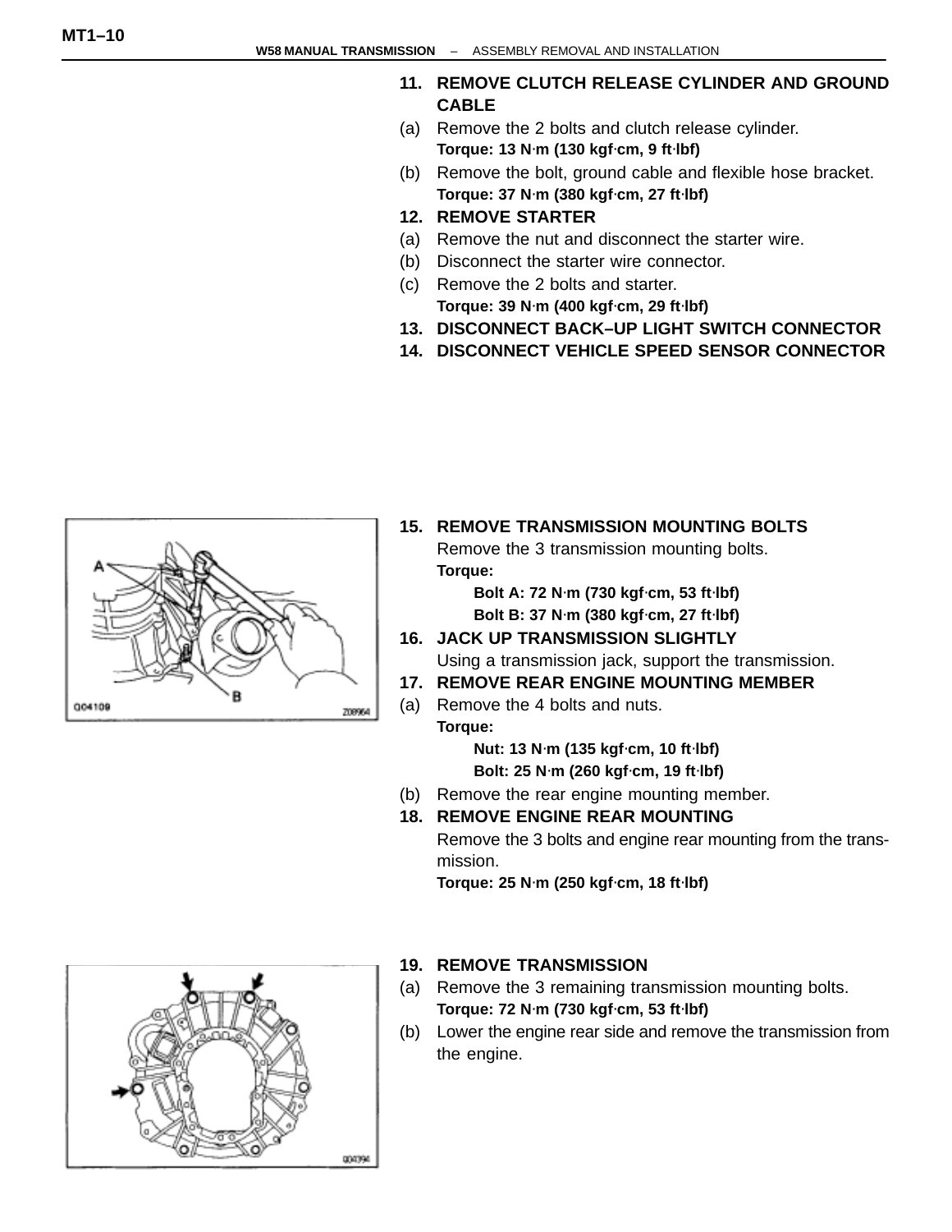11. **REMOVE CLUTCH RELEASE CYLINDER AND GROUND CABLE**

(a) Remove the 2 bolts and clutch release cylinder.
**Torque: 13 N·m (130 kgf·cm, 9 ft·lbf)**

(b) Remove the bolt, ground cable and flexible hose bracket.
**Torque: 37 N·m (380 kgf·cm, 27 ft·lbf)**

12. **REMOVE STARTER**

(a) Remove the nut and disconnect the starter wire.

(b) Disconnect the starter wire connector.

(c) Remove the 2 bolts and starter.
**Torque: 39 N·m (400 kgf·cm, 29 ft·lbf)**

13. **DISCONNECT BACK–UP LIGHT SWITCH CONNECTOR**

14. **DISCONNECT VEHICLE SPEED SENSOR CONNECTOR**

15. **REMOVE TRANSMISSION MOUNTING BOLTS**
Remove the 3 transmission mounting bolts.
**Torque:**
**Bolt A: 72 N·m (730 kgf·cm, 53 ft·lbf)**
**Bolt B: 37 N·m (380 kgf·cm, 27 ft·lbf)**

16. **JACK UP TRANSMISSION SLIGHTLY**
Using a transmission jack, support the transmission.

17. **REMOVE REAR ENGINE MOUNTING MEMBER**

(a) Remove the 4 bolts and nuts.
**Torque:**
**Nut: 13 N·m (135 kgf·cm, 10 ft·lbf)**
**Bolt: 25 N·m (260 kgf·cm, 19 ft·lbf)**

(b) Remove the rear engine mounting member.

18. **REMOVE ENGINE REAR MOUNTING**
Remove the 3 bolts and engine rear mounting from the transmission.
**Torque: 25 N·m (250 kgf·cm, 18 ft·lbf)**

19. **REMOVE TRANSMISSION**

(a) Remove the 3 remaining transmission mounting bolts.
**Torque: 72 N·m (730 kgf·cm, 53 ft·lbf)**

(b) Lower the engine rear side and remove the transmission from the engine.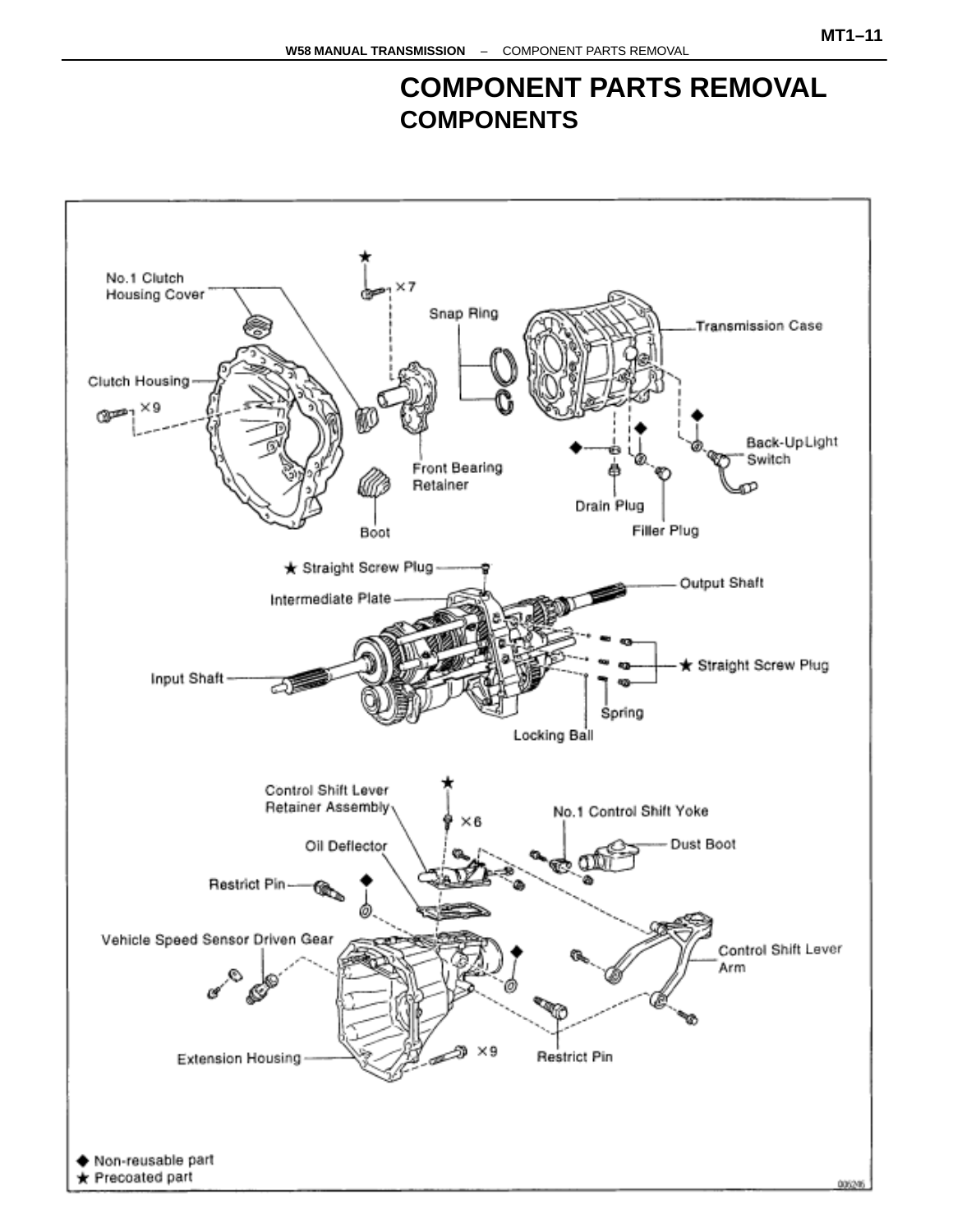# COMPONENT PARTS REMOVAL

## COMPONENTS

No.1 Clutch Housing Cover

Clutch Housing

×9

★

×7

Snap Ring

Transmission Case

Front Bearing Retainer

Boot

◆

◆

◆

Back-Up Light Switch

Drain Plug

Filler Plug

★ Straight Screw Plug

Intermediate Plate

Output Shaft

Input Shaft

★ Straight Screw Plug

Spring

Locking Ball

Control Shift Lever Retainer Assembly

★

×6

No.1 Control Shift Yoke

Dust Boot

Oil Deflector

Restrict Pin

◆

Vehicle Speed Sensor Driven Gear

◆

Control Shift Lever Arm

Extension Housing

×9

Restrict Pin

◆ Non-reusable part

★ Precoated part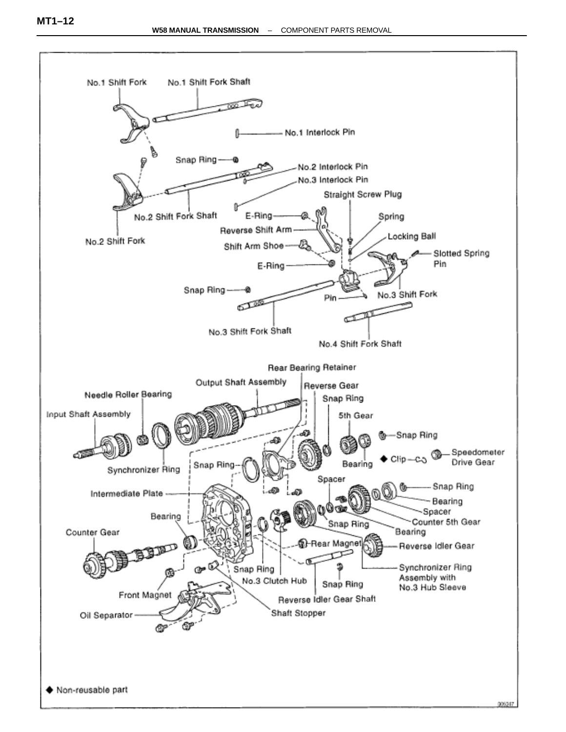- No.1 Shift Fork
- No.1 Shift Fork Shaft
- No.1 Interlock Pin
- Snap Ring
- No.2 Interlock Pin
- No.3 Interlock Pin
- Straight Screw Plug
- No.2 Shift Fork Shaft
- E-Ring
- Spring
- Reverse Shift Arm
- No.2 Shift Fork
- Locking Ball
- Shift Arm Shoe
- Slotted Spring Pin
- E-Ring
- Snap Ring
- Pin
- No.3 Shift Fork
- No.3 Shift Fork Shaft
- No.4 Shift Fork Shaft
- Rear Bearing Retainer
- Output Shaft Assembly
- Reverse Gear
- Needle Roller Bearing
- Snap Ring
- Input Shaft Assembly
- 5th Gear
- Snap Ring
- Speedometer Drive Gear
- ◆ Clip
- Bearing
- Synchronizer Ring
- Snap Ring
- Spacer
- Intermediate Plate
- Snap Ring
- Bearing
- Spacer
- Bearing
- Counter 5th Gear
- Snap Ring
- Bearing
- Counter Gear
- Rear Magnet
- Reverse Idler Gear
- Snap Ring
- Synchronizer Ring Assembly with No.3 Hub Sleeve
- No.3 Clutch Hub
- Snap Ring
- Front Magnet
- Reverse Idler Gear Shaft
- Oil Separator
- Shaft Stopper

◆ Non-reusable part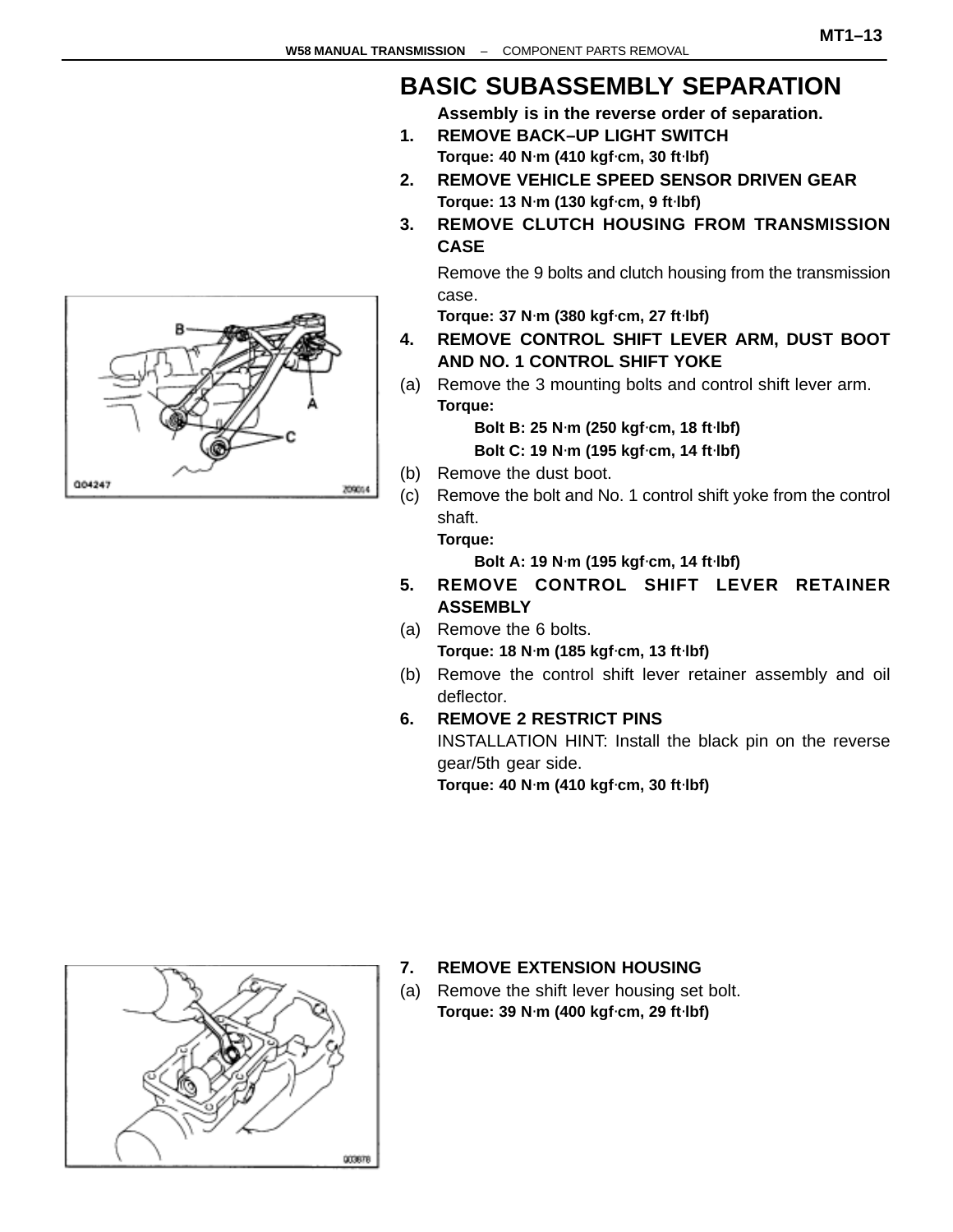# BASIC SUBASSEMBLY SEPARATION

**Assembly is in the reverse order of separation.**

1. **REMOVE BACK–UP LIGHT SWITCH**
   **Torque: 40 N·m (410 kgf·cm, 30 ft·lbf)**
2. **REMOVE VEHICLE SPEED SENSOR DRIVEN GEAR**
   **Torque: 13 N·m (130 kgf·cm, 9 ft·lbf)**
3. **REMOVE CLUTCH HOUSING FROM TRANSMISSION CASE**
   Remove the 9 bolts and clutch housing from the transmission case.
   **Torque: 37 N·m (380 kgf·cm, 27 ft·lbf)**
4. **REMOVE CONTROL SHIFT LEVER ARM, DUST BOOT AND NO. 1 CONTROL SHIFT YOKE**

(a) Remove the 3 mounting bolts and control shift lever arm.
**Torque:**
**Bolt B: 25 N·m (250 kgf·cm, 18 ft·lbf)**
**Bolt C: 19 N·m (195 kgf·cm, 14 ft·lbf)**

(b) Remove the dust boot.

(c) Remove the bolt and No. 1 control shift yoke from the control shaft.
**Torque:**
**Bolt A: 19 N·m (195 kgf·cm, 14 ft·lbf)**

5. **REMOVE CONTROL SHIFT LEVER RETAINER ASSEMBLY**

(a) Remove the 6 bolts.
**Torque: 18 N·m (185 kgf·cm, 13 ft·lbf)**

(b) Remove the control shift lever retainer assembly and oil deflector.

6. **REMOVE 2 RESTRICT PINS**
   INSTALLATION HINT: Install the black pin on the reverse gear/5th gear side.
   **Torque: 40 N·m (410 kgf·cm, 30 ft·lbf)**

7. **REMOVE EXTENSION HOUSING**

(a) Remove the shift lever housing set bolt.
**Torque: 39 N·m (400 kgf·cm, 29 ft·lbf)**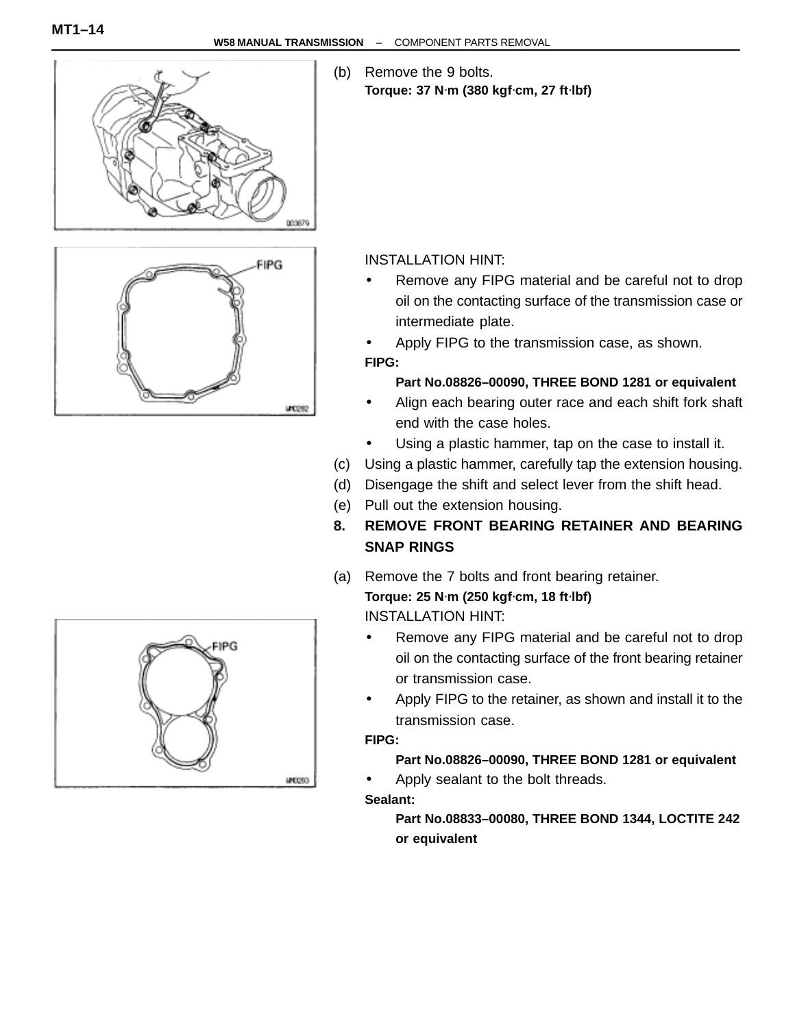(b) Remove the 9 bolts.

**Torque: 37 N·m (380 kgf·cm, 27 ft·lbf)**

INSTALLATION HINT:

- Remove any FIPG material and be careful not to drop oil on the contacting surface of the transmission case or intermediate plate.
- Apply FIPG to the transmission case, as shown.

**FIPG:**

**Part No.08826–00090, THREE BOND 1281 or equivalent**

- Align each bearing outer race and each shift fork shaft end with the case holes.
- Using a plastic hammer, tap on the case to install it.

(c) Using a plastic hammer, carefully tap the extension housing.

(d) Disengage the shift and select lever from the shift head.

(e) Pull out the extension housing.

**8. REMOVE FRONT BEARING RETAINER AND BEARING SNAP RINGS**

(a) Remove the 7 bolts and front bearing retainer.

**Torque: 25 N·m (250 kgf·cm, 18 ft·lbf)**

INSTALLATION HINT:

- Remove any FIPG material and be careful not to drop oil on the contacting surface of the front bearing retainer or transmission case.
- Apply FIPG to the retainer, as shown and install it to the transmission case.

**FIPG:**

**Part No.08826–00090, THREE BOND 1281 or equivalent**

- Apply sealant to the bolt threads.

**Sealant:**

**Part No.08833–00080, THREE BOND 1344, LOCTITE 242 or equivalent**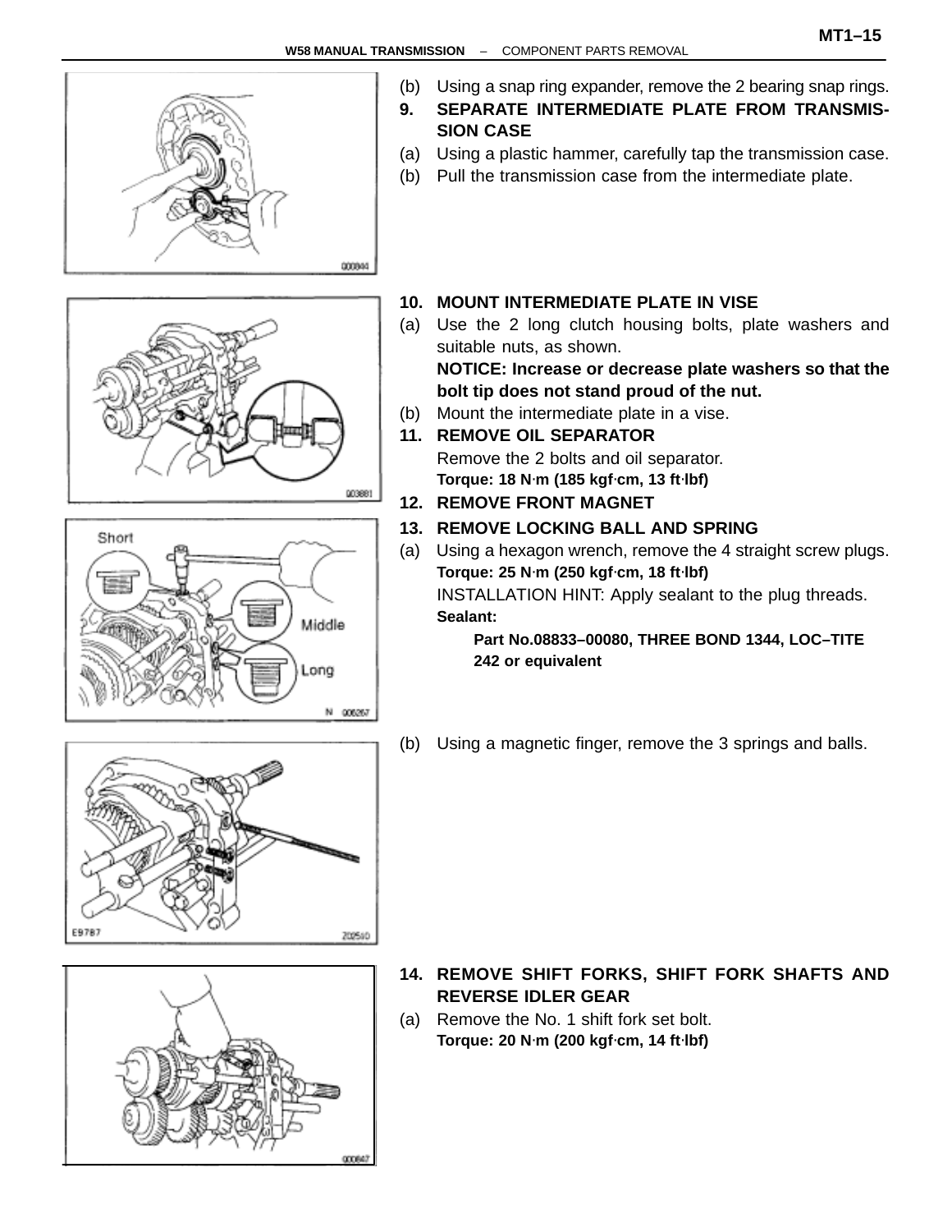(b) Using a snap ring expander, remove the 2 bearing snap rings.

**9. SEPARATE INTERMEDIATE PLATE FROM TRANSMISSION CASE**

(a) Using a plastic hammer, carefully tap the transmission case.

(b) Pull the transmission case from the intermediate plate.

**10. MOUNT INTERMEDIATE PLATE IN VISE**

(a) Use the 2 long clutch housing bolts, plate washers and suitable nuts, as shown.

**NOTICE: Increase or decrease plate washers so that the bolt tip does not stand proud of the nut.**

(b) Mount the intermediate plate in a vise.

**11. REMOVE OIL SEPARATOR**

Remove the 2 bolts and oil separator.

**Torque: 18 N·m (185 kgf·cm, 13 ft·lbf)**

**12. REMOVE FRONT MAGNET**

**13. REMOVE LOCKING BALL AND SPRING**

(a) Using a hexagon wrench, remove the 4 straight screw plugs.

**Torque: 25 N·m (250 kgf·cm, 18 ft·lbf)**

INSTALLATION HINT: Apply sealant to the plug threads.

**Sealant:**

**Part No.08833–00080, THREE BOND 1344, LOC–TITE 242 or equivalent**

(b) Using a magnetic finger, remove the 3 springs and balls.

**14. REMOVE SHIFT FORKS, SHIFT FORK SHAFTS AND REVERSE IDLER GEAR**

(a) Remove the No. 1 shift fork set bolt.

**Torque: 20 N·m (200 kgf·cm, 14 ft·lbf)**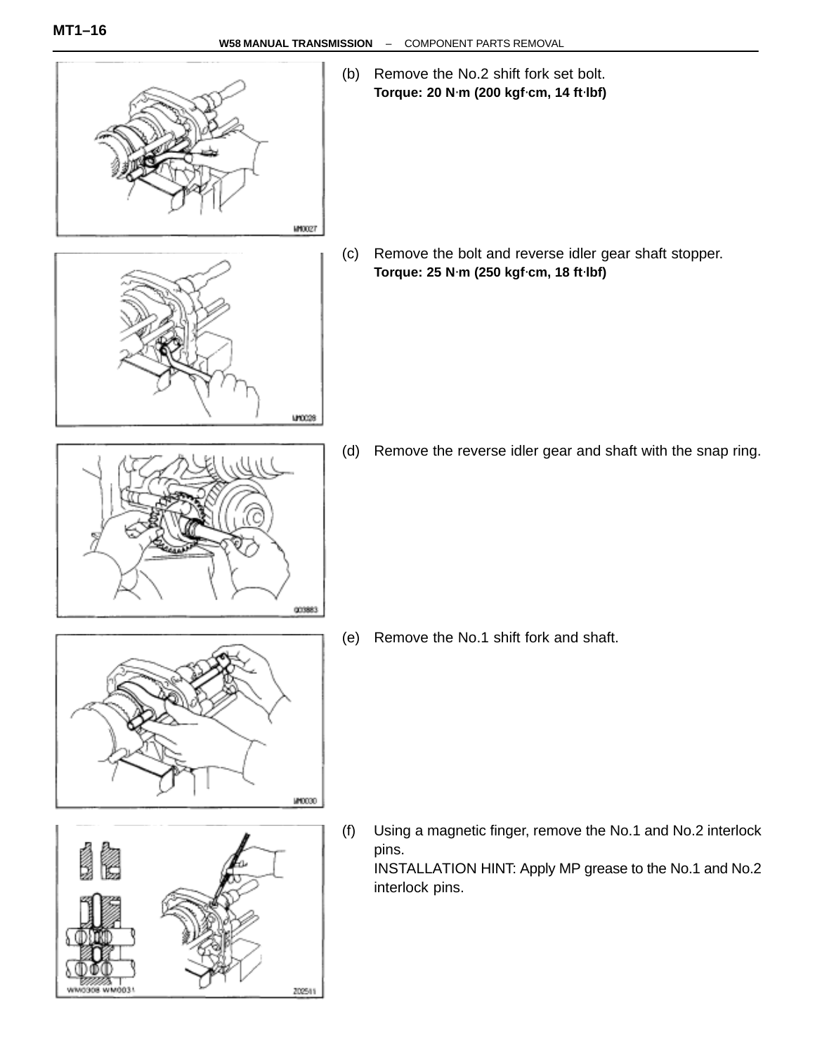(b) Remove the No.2 shift fork set bolt.
**Torque: 20 N·m (200 kgf·cm, 14 ft·lbf)**

(c) Remove the bolt and reverse idler gear shaft stopper.
**Torque: 25 N·m (250 kgf·cm, 18 ft·lbf)**

(d) Remove the reverse idler gear and shaft with the snap ring.

(e) Remove the No.1 shift fork and shaft.

(f) Using a magnetic finger, remove the No.1 and No.2 interlock pins.
INSTALLATION HINT: Apply MP grease to the No.1 and No.2 interlock pins.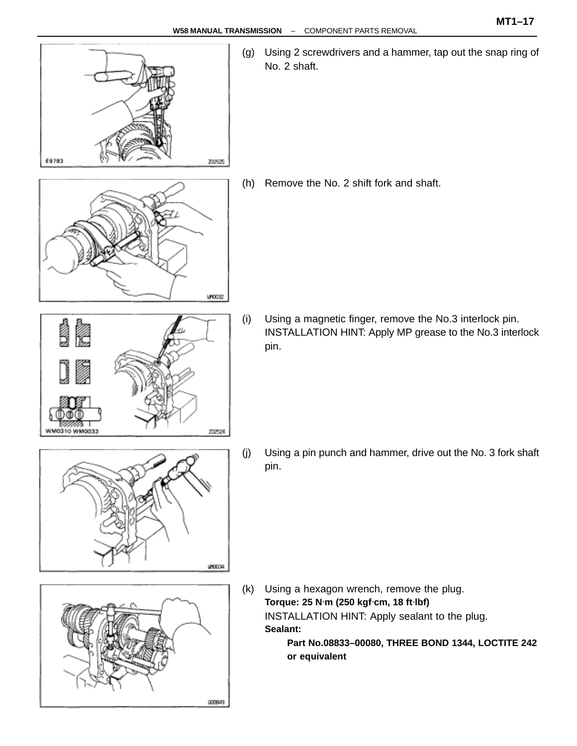(g) Using 2 screwdrivers and a hammer, tap out the snap ring of No. 2 shaft.

(h) Remove the No. 2 shift fork and shaft.

(i) Using a magnetic finger, remove the No.3 interlock pin.
INSTALLATION HINT: Apply MP grease to the No.3 interlock pin.

(j) Using a pin punch and hammer, drive out the No. 3 fork shaft pin.

(k) Using a hexagon wrench, remove the plug.
**Torque: 25 N·m (250 kgf·cm, 18 ft·lbf)**
INSTALLATION HINT: Apply sealant to the plug.
**Sealant:**
**Part No.08833–00080, THREE BOND 1344, LOCTITE 242 or equivalent**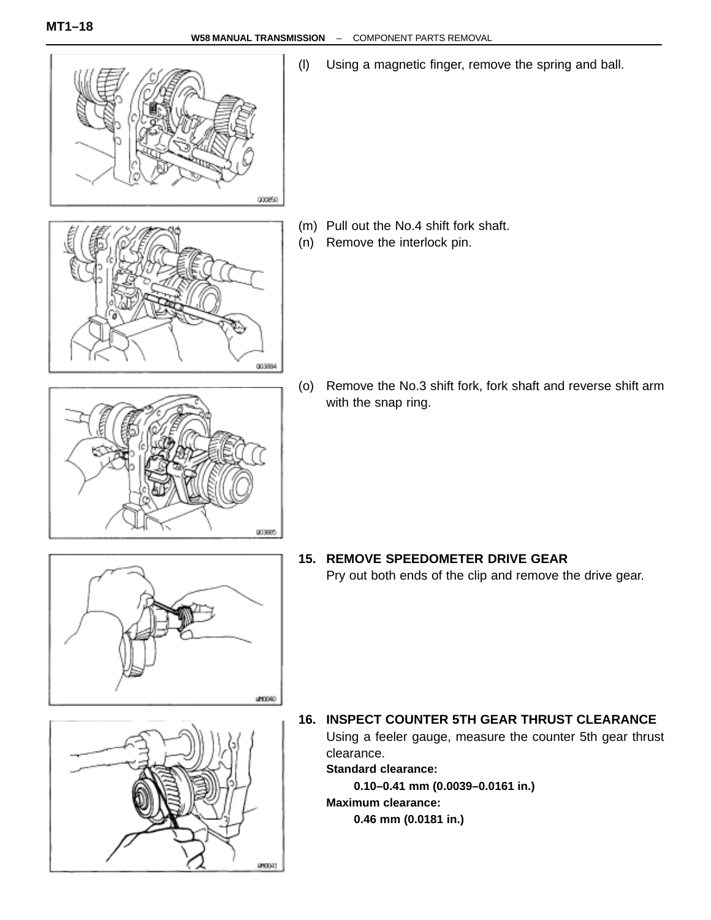(l) Using a magnetic finger, remove the spring and ball.

(m) Pull out the No.4 shift fork shaft.

(n) Remove the interlock pin.

(o) Remove the No.3 shift fork, fork shaft and reverse shift arm with the snap ring.

## 15. REMOVE SPEEDOMETER DRIVE GEAR

Pry out both ends of the clip and remove the drive gear.

## 16. INSPECT COUNTER 5TH GEAR THRUST CLEARANCE

Using a feeler gauge, measure the counter 5th gear thrust clearance.

**Standard clearance:**

**0.10–0.41 mm (0.0039–0.0161 in.)**

**Maximum clearance:**

**0.46 mm (0.0181 in.)**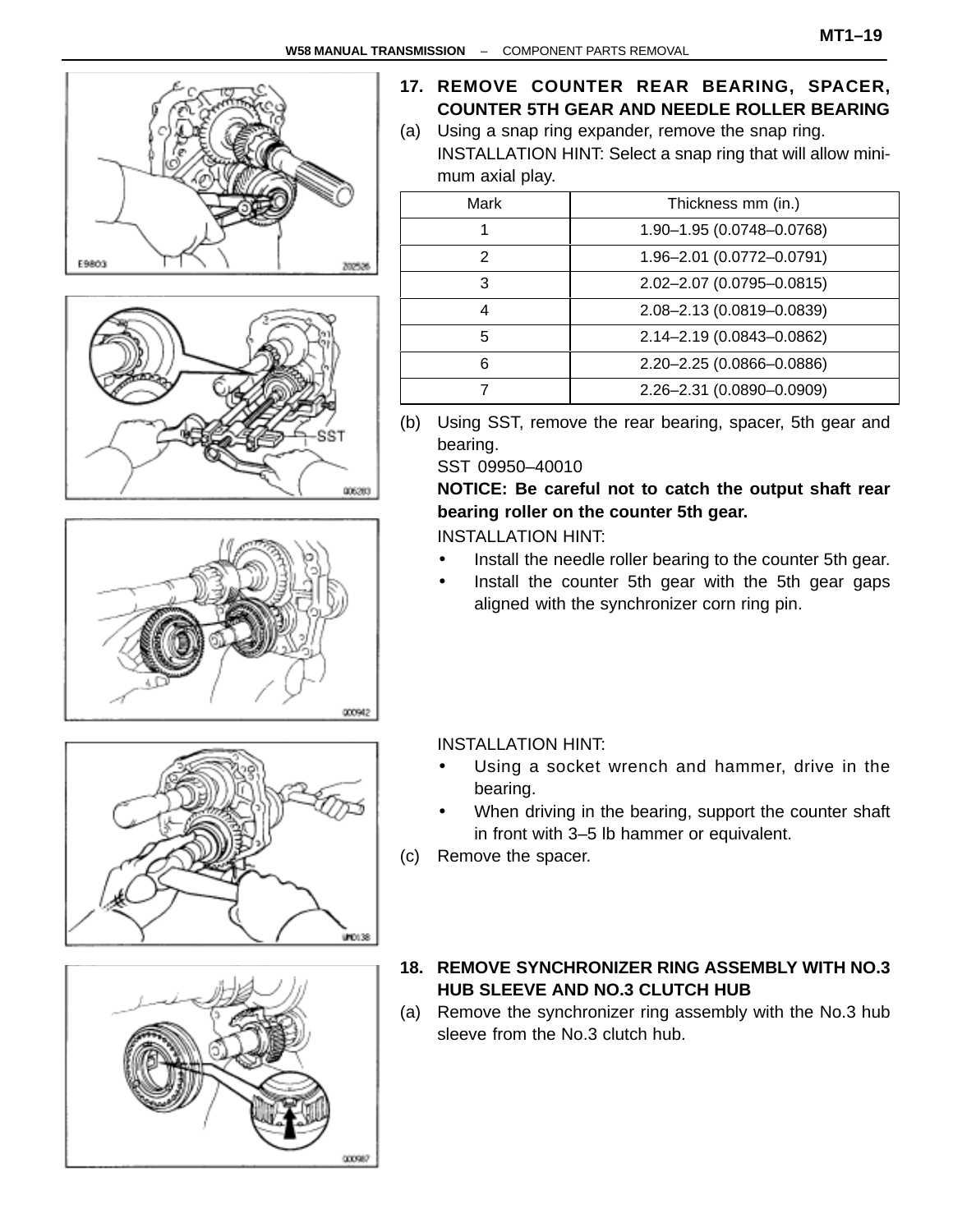**17. REMOVE COUNTER REAR BEARING, SPACER, COUNTER 5TH GEAR AND NEEDLE ROLLER BEARING**

(a) Using a snap ring expander, remove the snap ring.

INSTALLATION HINT: Select a snap ring that will allow minimum axial play.

| Mark | Thickness mm (in.) |
|---|---|
| 1 | 1.90–1.95 (0.0748–0.0768) |
| 2 | 1.96–2.01 (0.0772–0.0791) |
| 3 | 2.02–2.07 (0.0795–0.0815) |
| 4 | 2.08–2.13 (0.0819–0.0839) |
| 5 | 2.14–2.19 (0.0843–0.0862) |
| 6 | 2.20–2.25 (0.0866–0.0886) |
| 7 | 2.26–2.31 (0.0890–0.0909) |

(b) Using SST, remove the rear bearing, spacer, 5th gear and bearing.

SST 09950–40010

**NOTICE: Be careful not to catch the output shaft rear bearing roller on the counter 5th gear.**

INSTALLATION HINT:

- Install the needle roller bearing to the counter 5th gear.
- Install the counter 5th gear with the 5th gear gaps aligned with the synchronizer corn ring pin.

INSTALLATION HINT:

- Using a socket wrench and hammer, drive in the bearing.
- When driving in the bearing, support the counter shaft in front with 3–5 lb hammer or equivalent.

(c) Remove the spacer.

**18. REMOVE SYNCHRONIZER RING ASSEMBLY WITH NO.3 HUB SLEEVE AND NO.3 CLUTCH HUB**

(a) Remove the synchronizer ring assembly with the No.3 hub sleeve from the No.3 clutch hub.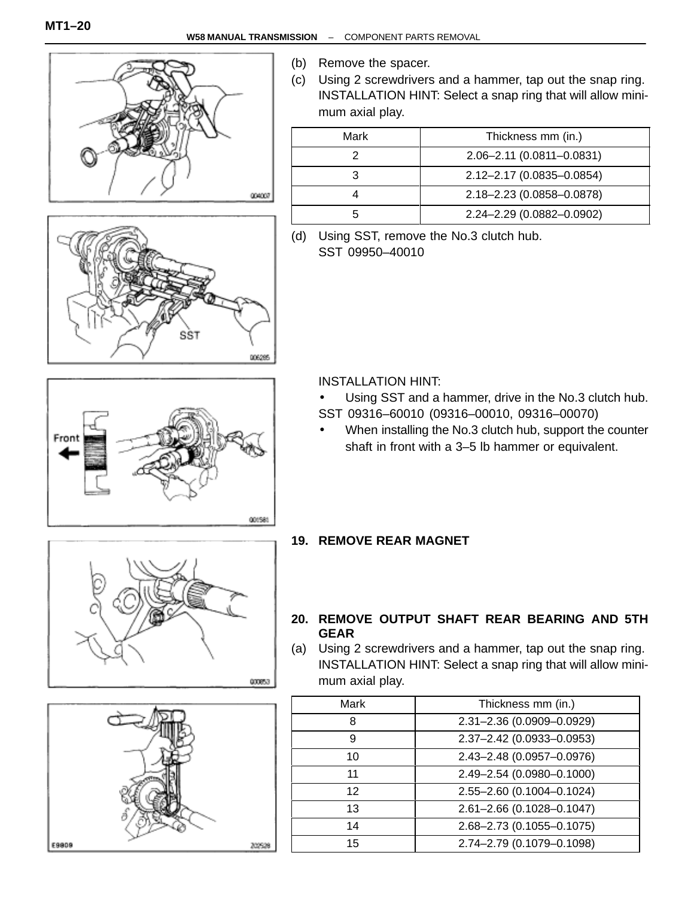(b) Remove the spacer.

(c) Using 2 screwdrivers and a hammer, tap out the snap ring.
INSTALLATION HINT: Select a snap ring that will allow minimum axial play.

| Mark | Thickness mm (in.) |
|---|---|
| 2 | 2.06–2.11 (0.0811–0.0831) |
| 3 | 2.12–2.17 (0.0835–0.0854) |
| 4 | 2.18–2.23 (0.0858–0.0878) |
| 5 | 2.24–2.29 (0.0882–0.0902) |

(d) Using SST, remove the No.3 clutch hub.
SST 09950–40010

INSTALLATION HINT:

- Using SST and a hammer, drive in the No.3 clutch hub.
SST 09316–60010 (09316–00010, 09316–00070)
- When installing the No.3 clutch hub, support the counter shaft in front with a 3–5 lb hammer or equivalent.

**19. REMOVE REAR MAGNET**

**20. REMOVE OUTPUT SHAFT REAR BEARING AND 5TH GEAR**

(a) Using 2 screwdrivers and a hammer, tap out the snap ring.
INSTALLATION HINT: Select a snap ring that will allow minimum axial play.

| Mark | Thickness mm (in.) |
|---|---|
| 8 | 2.31–2.36 (0.0909–0.0929) |
| 9 | 2.37–2.42 (0.0933–0.0953) |
| 10 | 2.43–2.48 (0.0957–0.0976) |
| 11 | 2.49–2.54 (0.0980–0.1000) |
| 12 | 2.55–2.60 (0.1004–0.1024) |
| 13 | 2.61–2.66 (0.1028–0.1047) |
| 14 | 2.68–2.73 (0.1055–0.1075) |
| 15 | 2.74–2.79 (0.1079–0.1098) |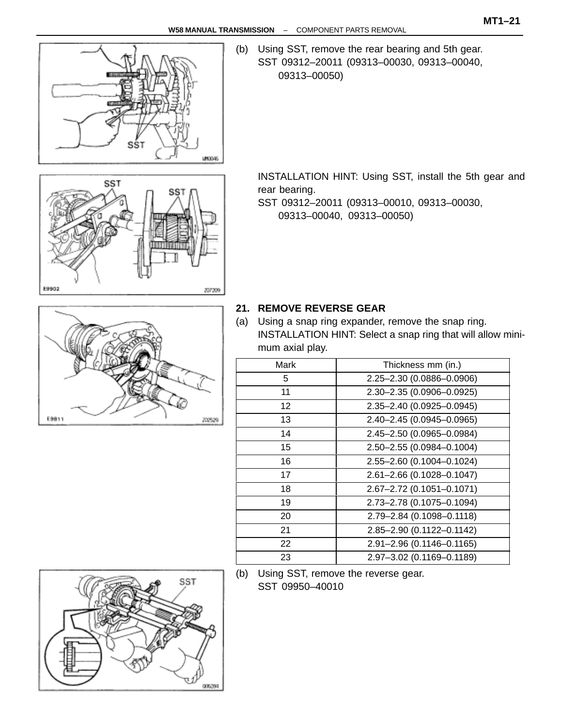(b) Using SST, remove the rear bearing and 5th gear.
SST 09312–20011 (09313–00030, 09313–00040, 09313–00050)

INSTALLATION HINT: Using SST, install the 5th gear and rear bearing.
SST 09312–20011 (09313–00010, 09313–00030, 09313–00040, 09313–00050)

**21. REMOVE REVERSE GEAR**

(a) Using a snap ring expander, remove the snap ring.
INSTALLATION HINT: Select a snap ring that will allow minimum axial play.

| Mark | Thickness mm (in.) |
|---|---|
| 5 | 2.25–2.30 (0.0886–0.0906) |
| 11 | 2.30–2.35 (0.0906–0.0925) |
| 12 | 2.35–2.40 (0.0925–0.0945) |
| 13 | 2.40–2.45 (0.0945–0.0965) |
| 14 | 2.45–2.50 (0.0965–0.0984) |
| 15 | 2.50–2.55 (0.0984–0.1004) |
| 16 | 2.55–2.60 (0.1004–0.1024) |
| 17 | 2.61–2.66 (0.1028–0.1047) |
| 18 | 2.67–2.72 (0.1051–0.1071) |
| 19 | 2.73–2.78 (0.1075–0.1094) |
| 20 | 2.79–2.84 (0.1098–0.1118) |
| 21 | 2.85–2.90 (0.1122–0.1142) |
| 22 | 2.91–2.96 (0.1146–0.1165) |
| 23 | 2.97–3.02 (0.1169–0.1189) |

(b) Using SST, remove the reverse gear.
SST 09950–40010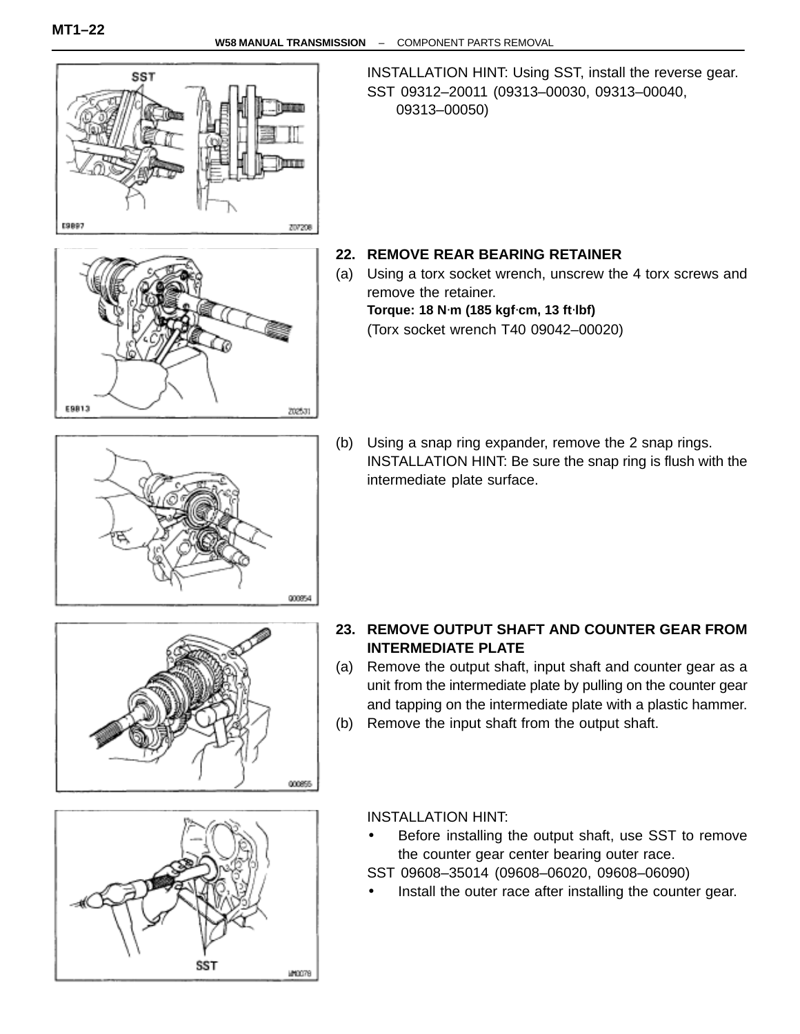INSTALLATION HINT: Using SST, install the reverse gear.
SST 09312–20011 (09313–00030, 09313–00040, 09313–00050)

**22. REMOVE REAR BEARING RETAINER**

(a) Using a torx socket wrench, unscrew the 4 torx screws and remove the retainer.

**Torque: 18 N·m (185 kgf·cm, 13 ft·lbf)**

(Torx socket wrench T40 09042–00020)

(b) Using a snap ring expander, remove the 2 snap rings.

INSTALLATION HINT: Be sure the snap ring is flush with the intermediate plate surface.

**23. REMOVE OUTPUT SHAFT AND COUNTER GEAR FROM INTERMEDIATE PLATE**

(a) Remove the output shaft, input shaft and counter gear as a unit from the intermediate plate by pulling on the counter gear and tapping on the intermediate plate with a plastic hammer.

(b) Remove the input shaft from the output shaft.

INSTALLATION HINT:

- Before installing the output shaft, use SST to remove the counter gear center bearing outer race.

SST 09608–35014 (09608–06020, 09608–06090)

- Install the outer race after installing the counter gear.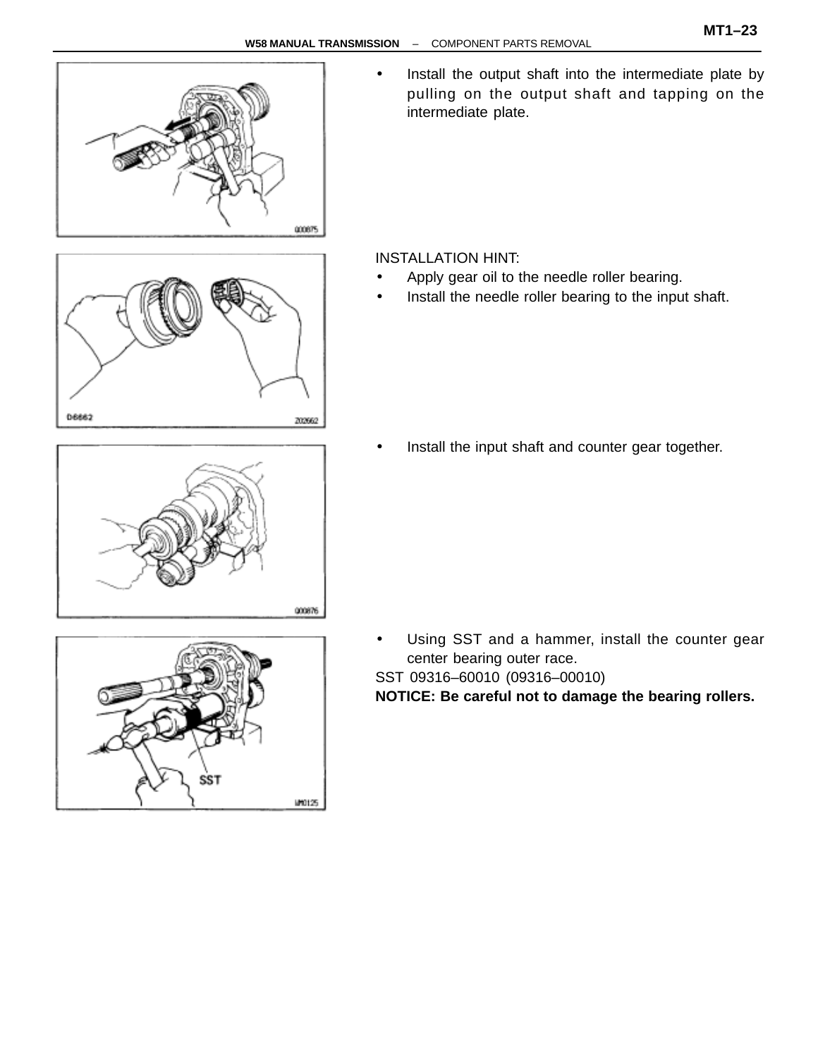- Install the output shaft into the intermediate plate by pulling on the output shaft and tapping on the intermediate plate.

INSTALLATION HINT:

- Apply gear oil to the needle roller bearing.
- Install the needle roller bearing to the input shaft.

- Install the input shaft and counter gear together.

- Using SST and a hammer, install the counter gear center bearing outer race.

SST 09316–60010 (09316–00010)

**NOTICE: Be careful not to damage the bearing rollers.**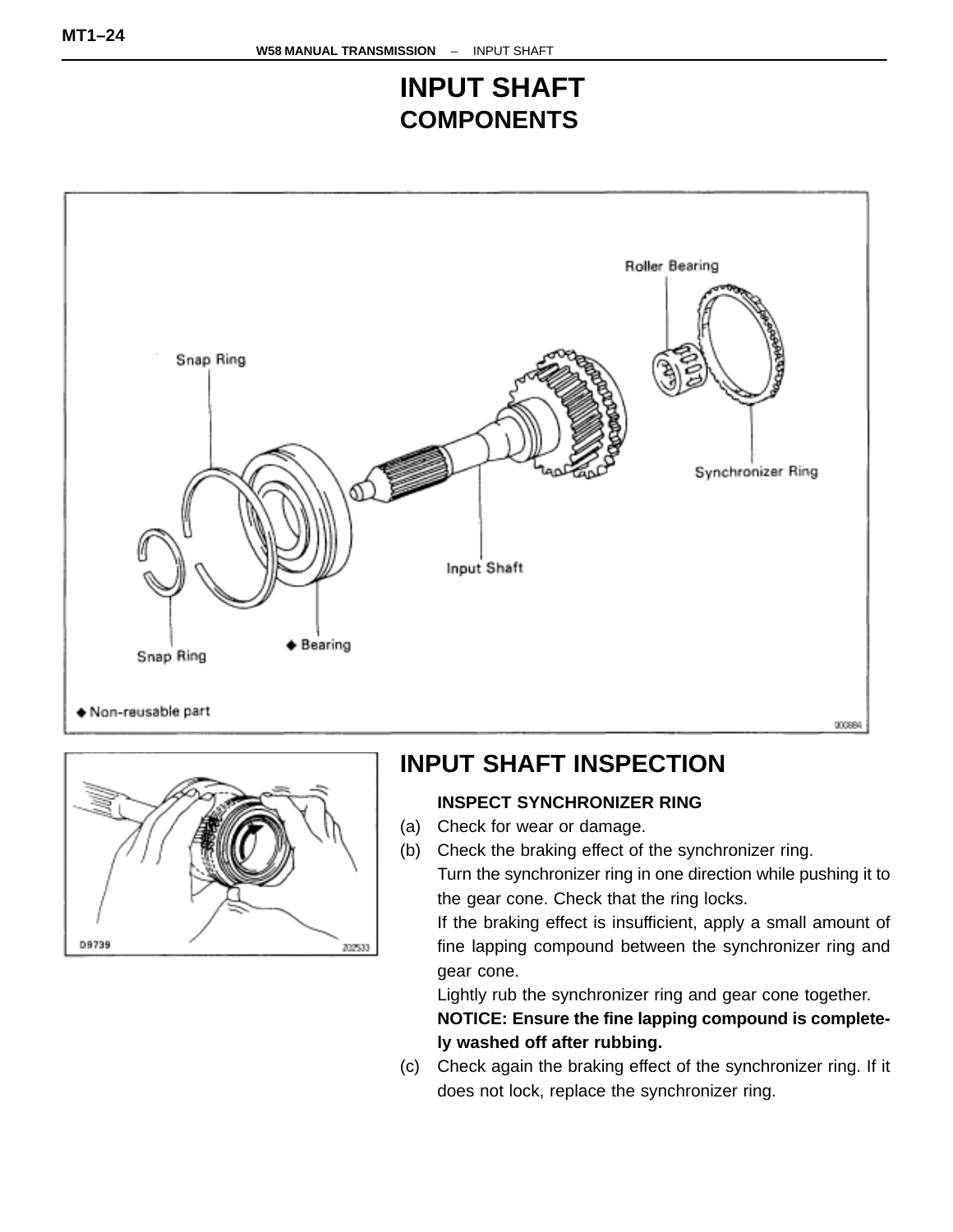# INPUT SHAFT

## COMPONENTS

Roller Bearing

Snap Ring

Synchronizer Ring

Input Shaft

Snap Ring

◆ Bearing

◆ Non-reusable part

## INPUT SHAFT INSPECTION

**INSPECT SYNCHRONIZER RING**

(a) Check for wear or damage.

(b) Check the braking effect of the synchronizer ring.
Turn the synchronizer ring in one direction while pushing it to the gear cone. Check that the ring locks.
If the braking effect is insufficient, apply a small amount of fine lapping compound between the synchronizer ring and gear cone.
Lightly rub the synchronizer ring and gear cone together.
**NOTICE: Ensure the fine lapping compound is completely washed off after rubbing.**

(c) Check again the braking effect of the synchronizer ring. If it does not lock, replace the synchronizer ring.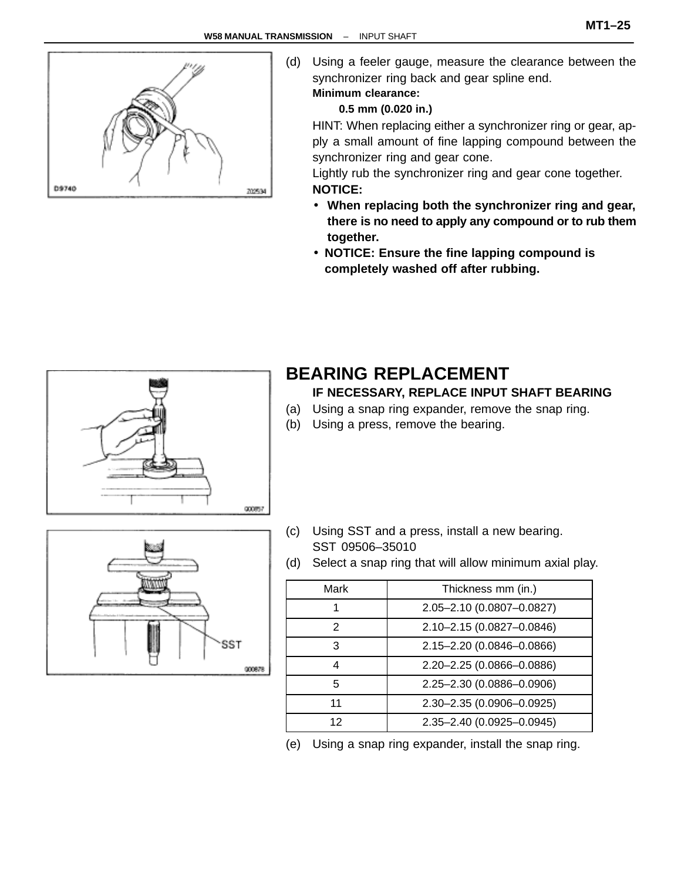(d) Using a feeler gauge, measure the clearance between the synchronizer ring back and gear spline end.

**Minimum clearance:**

**0.5 mm (0.020 in.)**

HINT: When replacing either a synchronizer ring or gear, apply a small amount of fine lapping compound between the synchronizer ring and gear cone.

Lightly rub the synchronizer ring and gear cone together.

**NOTICE:**

- **When replacing both the synchronizer ring and gear, there is no need to apply any compound or to rub them together.**
- **NOTICE: Ensure the fine lapping compound is completely washed off after rubbing.**

## BEARING REPLACEMENT

**IF NECESSARY, REPLACE INPUT SHAFT BEARING**

(a) Using a snap ring expander, remove the snap ring.

(b) Using a press, remove the bearing.

(c) Using SST and a press, install a new bearing.

SST 09506–35010

(d) Select a snap ring that will allow minimum axial play.

| Mark | Thickness mm (in.) |
|---|---|
| 1 | 2.05–2.10 (0.0807–0.0827) |
| 2 | 2.10–2.15 (0.0827–0.0846) |
| 3 | 2.15–2.20 (0.0846–0.0866) |
| 4 | 2.20–2.25 (0.0866–0.0886) |
| 5 | 2.25–2.30 (0.0886–0.0906) |
| 11 | 2.30–2.35 (0.0906–0.0925) |
| 12 | 2.35–2.40 (0.0925–0.0945) |

(e) Using a snap ring expander, install the snap ring.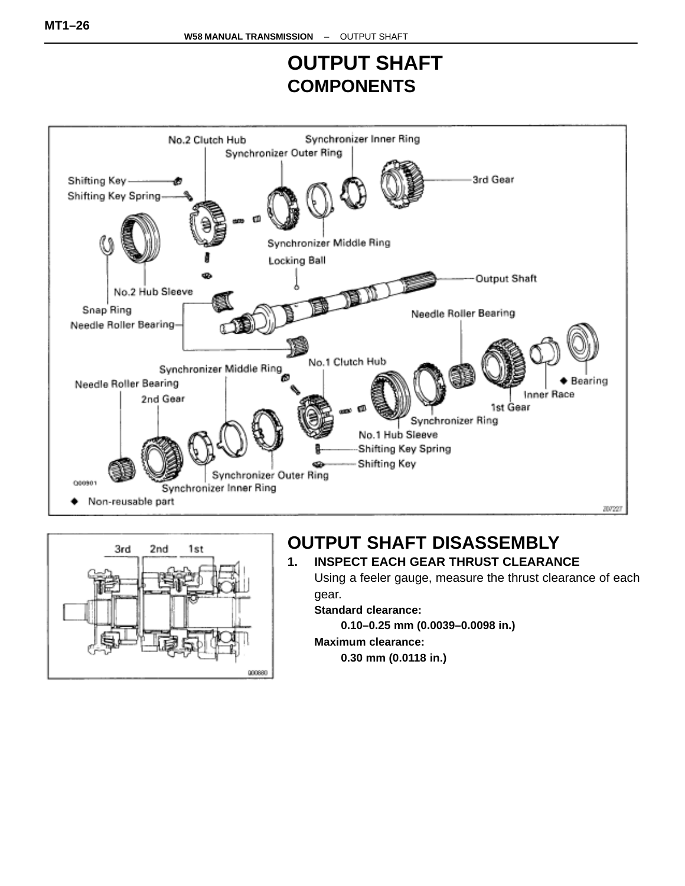# OUTPUT SHAFT

## COMPONENTS

## OUTPUT SHAFT DISASSEMBLY

**1. INSPECT EACH GEAR THRUST CLEARANCE**

Using a feeler gauge, measure the thrust clearance of each gear.

**Standard clearance:**

**0.10–0.25 mm (0.0039–0.0098 in.)**

**Maximum clearance:**

**0.30 mm (0.0118 in.)**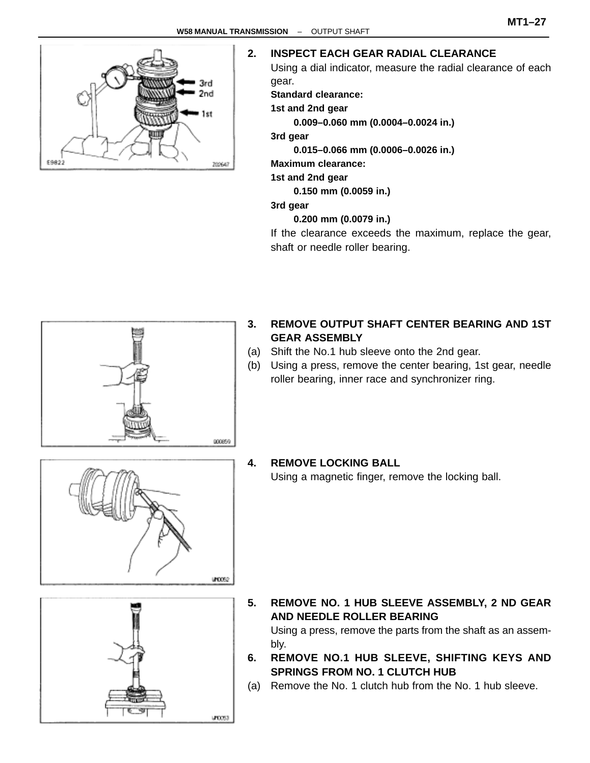**2. INSPECT EACH GEAR RADIAL CLEARANCE**

Using a dial indicator, measure the radial clearance of each gear.

**Standard clearance:**

**1st and 2nd gear**

**0.009–0.060 mm (0.0004–0.0024 in.)**

**3rd gear**

**0.015–0.066 mm (0.0006–0.0026 in.)**

**Maximum clearance:**

**1st and 2nd gear**

**0.150 mm (0.0059 in.)**

**3rd gear**

**0.200 mm (0.0079 in.)**

If the clearance exceeds the maximum, replace the gear, shaft or needle roller bearing.

**3. REMOVE OUTPUT SHAFT CENTER BEARING AND 1ST GEAR ASSEMBLY**

(a) Shift the No.1 hub sleeve onto the 2nd gear.

(b) Using a press, remove the center bearing, 1st gear, needle roller bearing, inner race and synchronizer ring.

**4. REMOVE LOCKING BALL**

Using a magnetic finger, remove the locking ball.

**5. REMOVE NO. 1 HUB SLEEVE ASSEMBLY, 2 ND GEAR AND NEEDLE ROLLER BEARING**

Using a press, remove the parts from the shaft as an assembly.

**6. REMOVE NO.1 HUB SLEEVE, SHIFTING KEYS AND SPRINGS FROM NO. 1 CLUTCH HUB**

(a) Remove the No. 1 clutch hub from the No. 1 hub sleeve.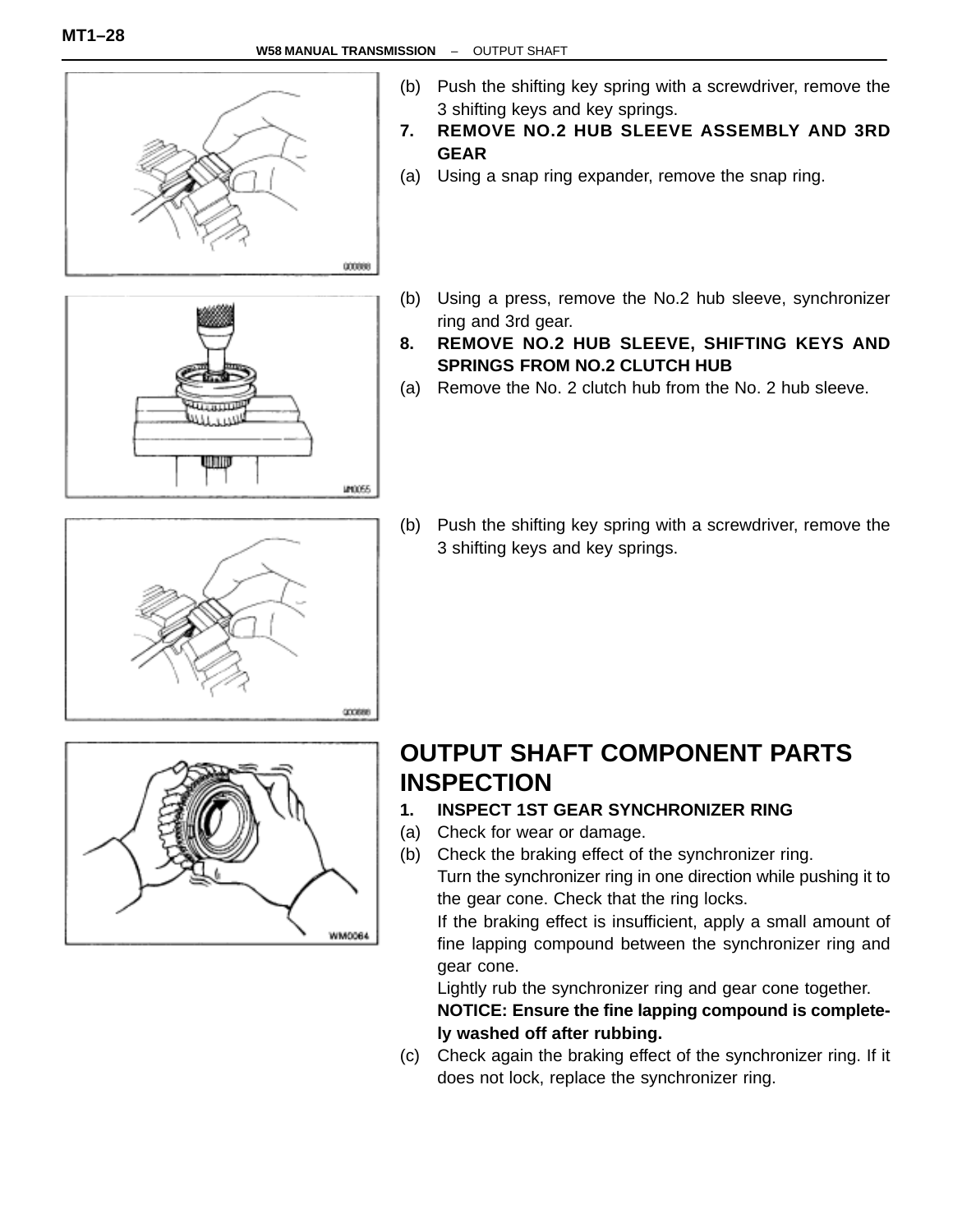(b) Push the shifting key spring with a screwdriver, remove the 3 shifting keys and key springs.

**7. REMOVE NO.2 HUB SLEEVE ASSEMBLY AND 3RD GEAR**

(a) Using a snap ring expander, remove the snap ring.

(b) Using a press, remove the No.2 hub sleeve, synchronizer ring and 3rd gear.

**8. REMOVE NO.2 HUB SLEEVE, SHIFTING KEYS AND SPRINGS FROM NO.2 CLUTCH HUB**

(a) Remove the No. 2 clutch hub from the No. 2 hub sleeve.

(b) Push the shifting key spring with a screwdriver, remove the 3 shifting keys and key springs.

# OUTPUT SHAFT COMPONENT PARTS INSPECTION

**1. INSPECT 1ST GEAR SYNCHRONIZER RING**

(a) Check for wear or damage.

(b) Check the braking effect of the synchronizer ring.
Turn the synchronizer ring in one direction while pushing it to the gear cone. Check that the ring locks.
If the braking effect is insufficient, apply a small amount of fine lapping compound between the synchronizer ring and gear cone.
Lightly rub the synchronizer ring and gear cone together.
**NOTICE: Ensure the fine lapping compound is completely washed off after rubbing.**

(c) Check again the braking effect of the synchronizer ring. If it does not lock, replace the synchronizer ring.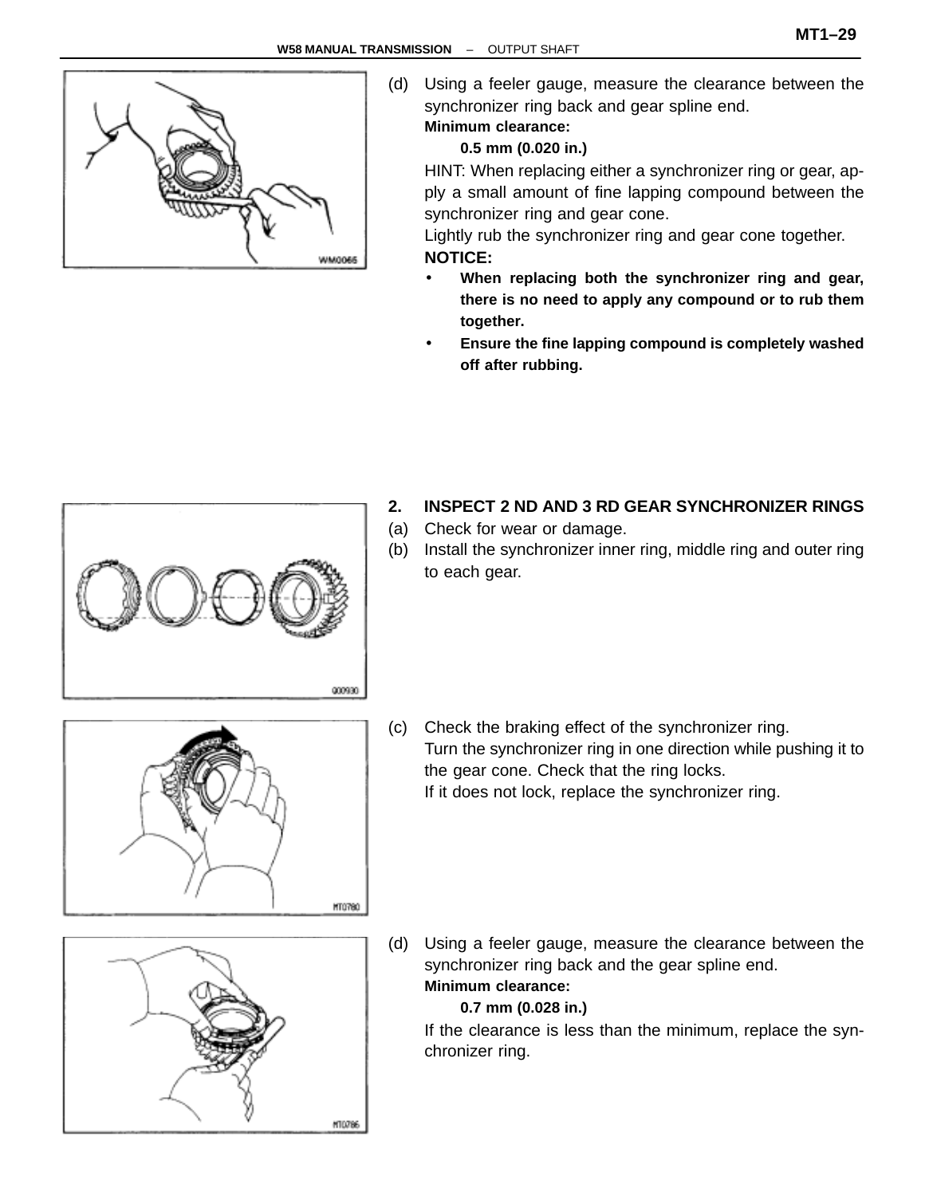(d) Using a feeler gauge, measure the clearance between the synchronizer ring back and gear spline end.

**Minimum clearance:**

**0.5 mm (0.020 in.)**

HINT: When replacing either a synchronizer ring or gear, apply a small amount of fine lapping compound between the synchronizer ring and gear cone.

Lightly rub the synchronizer ring and gear cone together.

**NOTICE:**

- **When replacing both the synchronizer ring and gear, there is no need to apply any compound or to rub them together.**
- **Ensure the fine lapping compound is completely washed off after rubbing.**

## 2. INSPECT 2 ND AND 3 RD GEAR SYNCHRONIZER RINGS

(a) Check for wear or damage.

(b) Install the synchronizer inner ring, middle ring and outer ring to each gear.

(c) Check the braking effect of the synchronizer ring.

Turn the synchronizer ring in one direction while pushing it to the gear cone. Check that the ring locks.

If it does not lock, replace the synchronizer ring.

(d) Using a feeler gauge, measure the clearance between the synchronizer ring back and the gear spline end.

**Minimum clearance:**

**0.7 mm (0.028 in.)**

If the clearance is less than the minimum, replace the synchronizer ring.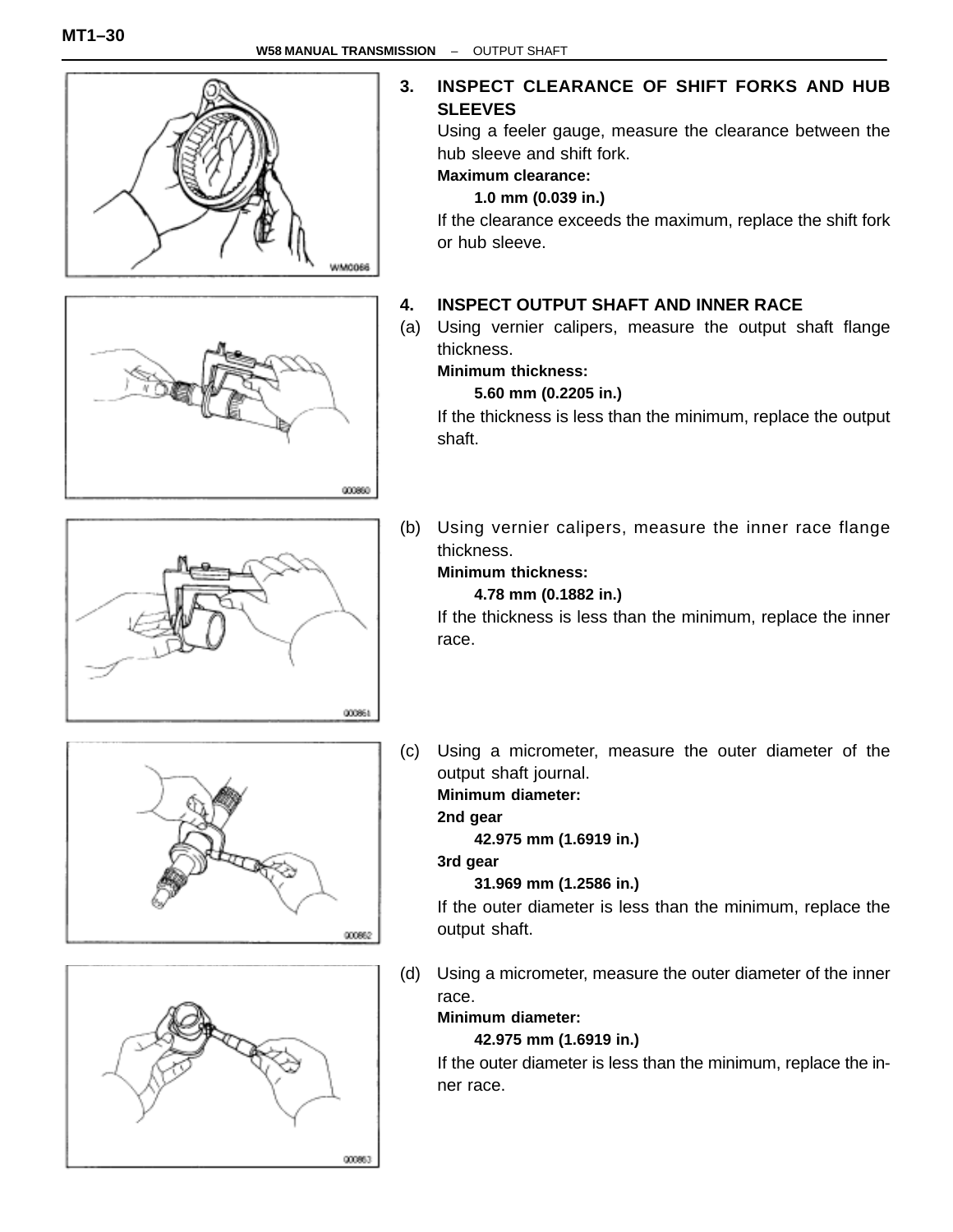**3. INSPECT CLEARANCE OF SHIFT FORKS AND HUB SLEEVES**

Using a feeler gauge, measure the clearance between the hub sleeve and shift fork.

**Maximum clearance:**

**1.0 mm (0.039 in.)**

If the clearance exceeds the maximum, replace the shift fork or hub sleeve.

WM0066

**4. INSPECT OUTPUT SHAFT AND INNER RACE**

(a) Using vernier calipers, measure the output shaft flange thickness.

**Minimum thickness:**

**5.60 mm (0.2205 in.)**

If the thickness is less than the minimum, replace the output shaft.

G00860

(b) Using vernier calipers, measure the inner race flange thickness.

**Minimum thickness:**

**4.78 mm (0.1882 in.)**

If the thickness is less than the minimum, replace the inner race.

G00861

(c) Using a micrometer, measure the outer diameter of the output shaft journal.

**Minimum diameter:**

**2nd gear**

**42.975 mm (1.6919 in.)**

**3rd gear**

**31.969 mm (1.2586 in.)**

If the outer diameter is less than the minimum, replace the output shaft.

G00862

(d) Using a micrometer, measure the outer diameter of the inner race.

**Minimum diameter:**

**42.975 mm (1.6919 in.)**

If the outer diameter is less than the minimum, replace the inner race.

G00863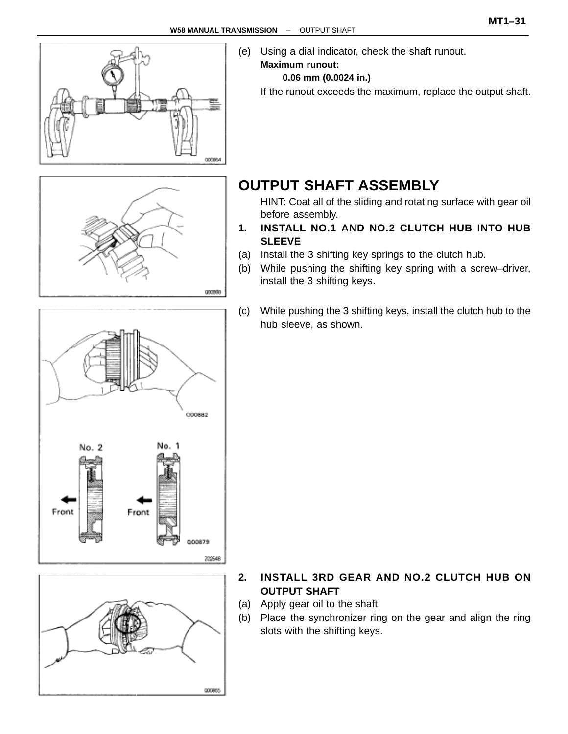(e) Using a dial indicator, check the shaft runout.

**Maximum runout:**

**0.06 mm (0.0024 in.)**

If the runout exceeds the maximum, replace the output shaft.

## OUTPUT SHAFT ASSEMBLY

HINT: Coat all of the sliding and rotating surface with gear oil before assembly.

**1. INSTALL NO.1 AND NO.2 CLUTCH HUB INTO HUB SLEEVE**

(a) Install the 3 shifting key springs to the clutch hub.

(b) While pushing the shifting key spring with a screw–driver, install the 3 shifting keys.

(c) While pushing the 3 shifting keys, install the clutch hub to the hub sleeve, as shown.

**2. INSTALL 3RD GEAR AND NO.2 CLUTCH HUB ON OUTPUT SHAFT**

(a) Apply gear oil to the shaft.

(b) Place the synchronizer ring on the gear and align the ring slots with the shifting keys.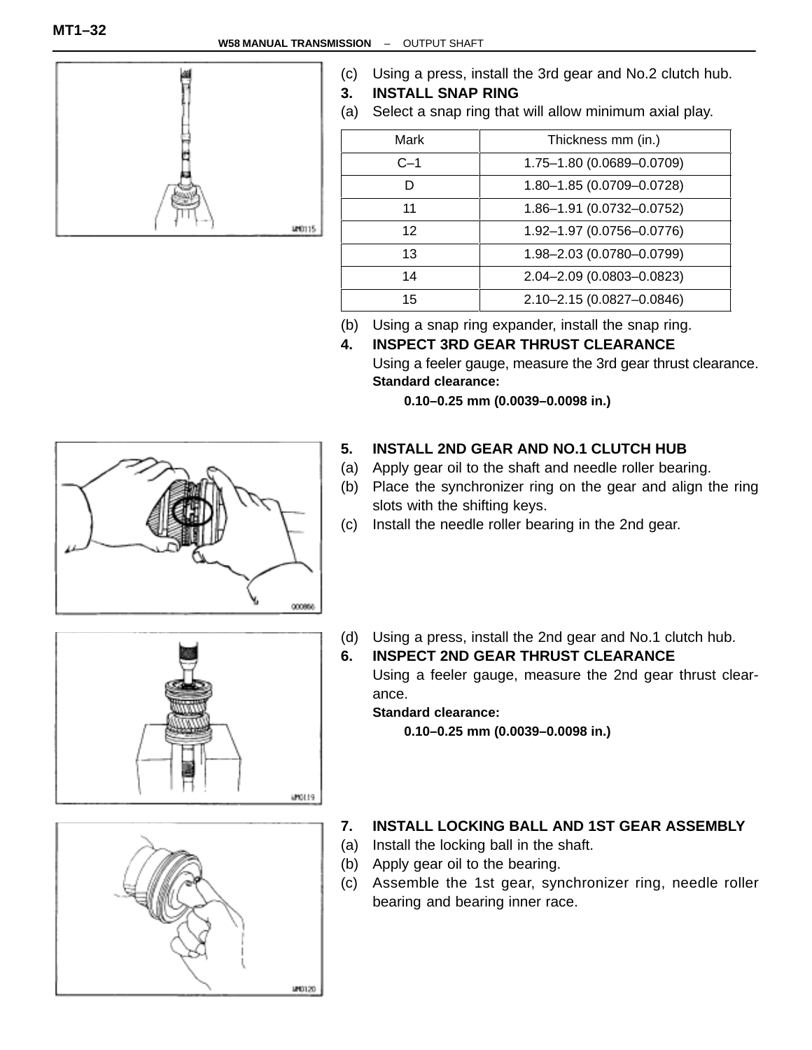(c) Using a press, install the 3rd gear and No.2 clutch hub.

**3. INSTALL SNAP RING**

(a) Select a snap ring that will allow minimum axial play.

| Mark | Thickness mm (in.) |
|---|---|
| C–1 | 1.75–1.80 (0.0689–0.0709) |
| D | 1.80–1.85 (0.0709–0.0728) |
| 11 | 1.86–1.91 (0.0732–0.0752) |
| 12 | 1.92–1.97 (0.0756–0.0776) |
| 13 | 1.98–2.03 (0.0780–0.0799) |
| 14 | 2.04–2.09 (0.0803–0.0823) |
| 15 | 2.10–2.15 (0.0827–0.0846) |

(b) Using a snap ring expander, install the snap ring.

**4. INSPECT 3RD GEAR THRUST CLEARANCE**

Using a feeler gauge, measure the 3rd gear thrust clearance.

**Standard clearance:**

**0.10–0.25 mm (0.0039–0.0098 in.)**

**5. INSTALL 2ND GEAR AND NO.1 CLUTCH HUB**

(a) Apply gear oil to the shaft and needle roller bearing.

(b) Place the synchronizer ring on the gear and align the ring slots with the shifting keys.

(c) Install the needle roller bearing in the 2nd gear.

(d) Using a press, install the 2nd gear and No.1 clutch hub.

**6. INSPECT 2ND GEAR THRUST CLEARANCE**

Using a feeler gauge, measure the 2nd gear thrust clearance.

**Standard clearance:**

**0.10–0.25 mm (0.0039–0.0098 in.)**

**7. INSTALL LOCKING BALL AND 1ST GEAR ASSEMBLY**

(a) Install the locking ball in the shaft.

(b) Apply gear oil to the bearing.

(c) Assemble the 1st gear, synchronizer ring, needle roller bearing and bearing inner race.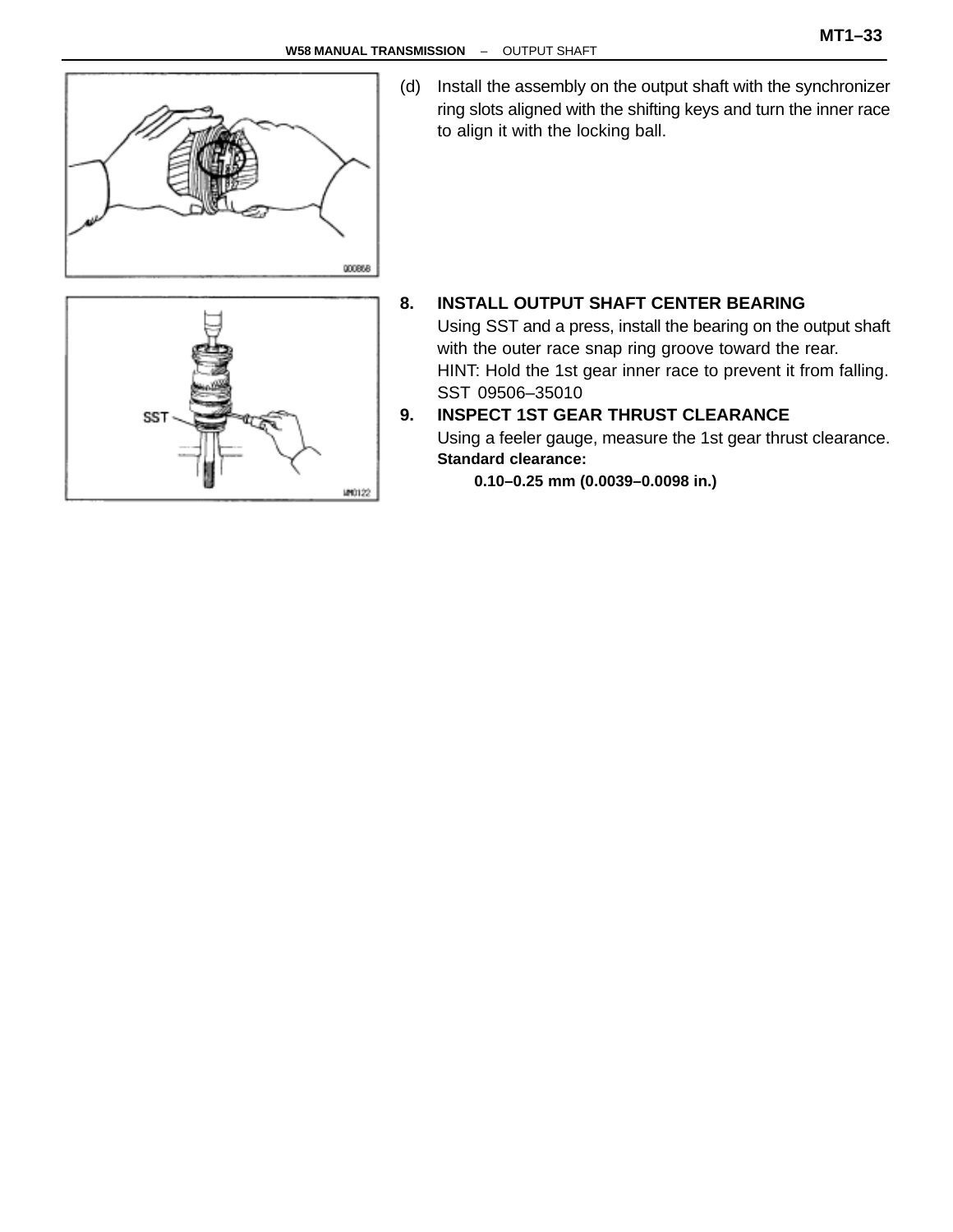(d) Install the assembly on the output shaft with the synchronizer ring slots aligned with the shifting keys and turn the inner race to align it with the locking ball.

**8. INSTALL OUTPUT SHAFT CENTER BEARING**

Using SST and a press, install the bearing on the output shaft with the outer race snap ring groove toward the rear.

HINT: Hold the 1st gear inner race to prevent it from falling.

SST 09506–35010

**9. INSPECT 1ST GEAR THRUST CLEARANCE**

Using a feeler gauge, measure the 1st gear thrust clearance.

**Standard clearance:**

**0.10–0.25 mm (0.0039–0.0098 in.)**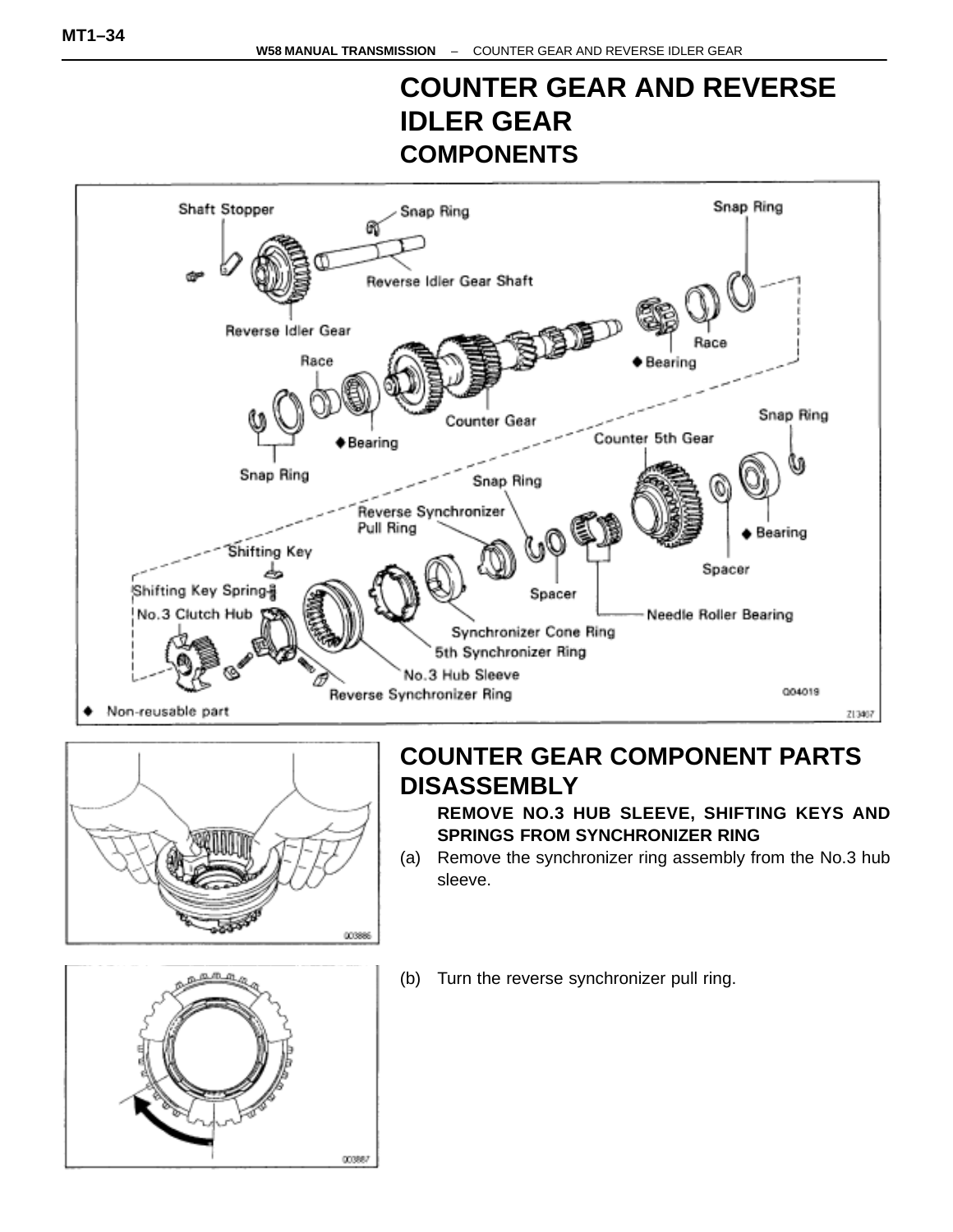# COUNTER GEAR AND REVERSE IDLER GEAR

## COMPONENTS

Shaft Stopper
Snap Ring
Snap Ring
Reverse Idler Gear Shaft
Reverse Idler Gear
Race
Race
◆ Bearing
Counter Gear
Snap Ring
◆ Bearing
Counter 5th Gear
Snap Ring
Snap Ring
Reverse Synchronizer Pull Ring
Shifting Key
◆ Bearing
Spacer
Shifting Key Spring
Spacer
No.3 Clutch Hub
Needle Roller Bearing
Synchronizer Cone Ring
5th Synchronizer Ring
No.3 Hub Sleeve
Reverse Synchronizer Ring

◆ Non-reusable part

## COUNTER GEAR COMPONENT PARTS DISASSEMBLY

**REMOVE NO.3 HUB SLEEVE, SHIFTING KEYS AND SPRINGS FROM SYNCHRONIZER RING**

(a) Remove the synchronizer ring assembly from the No.3 hub sleeve.

(b) Turn the reverse synchronizer pull ring.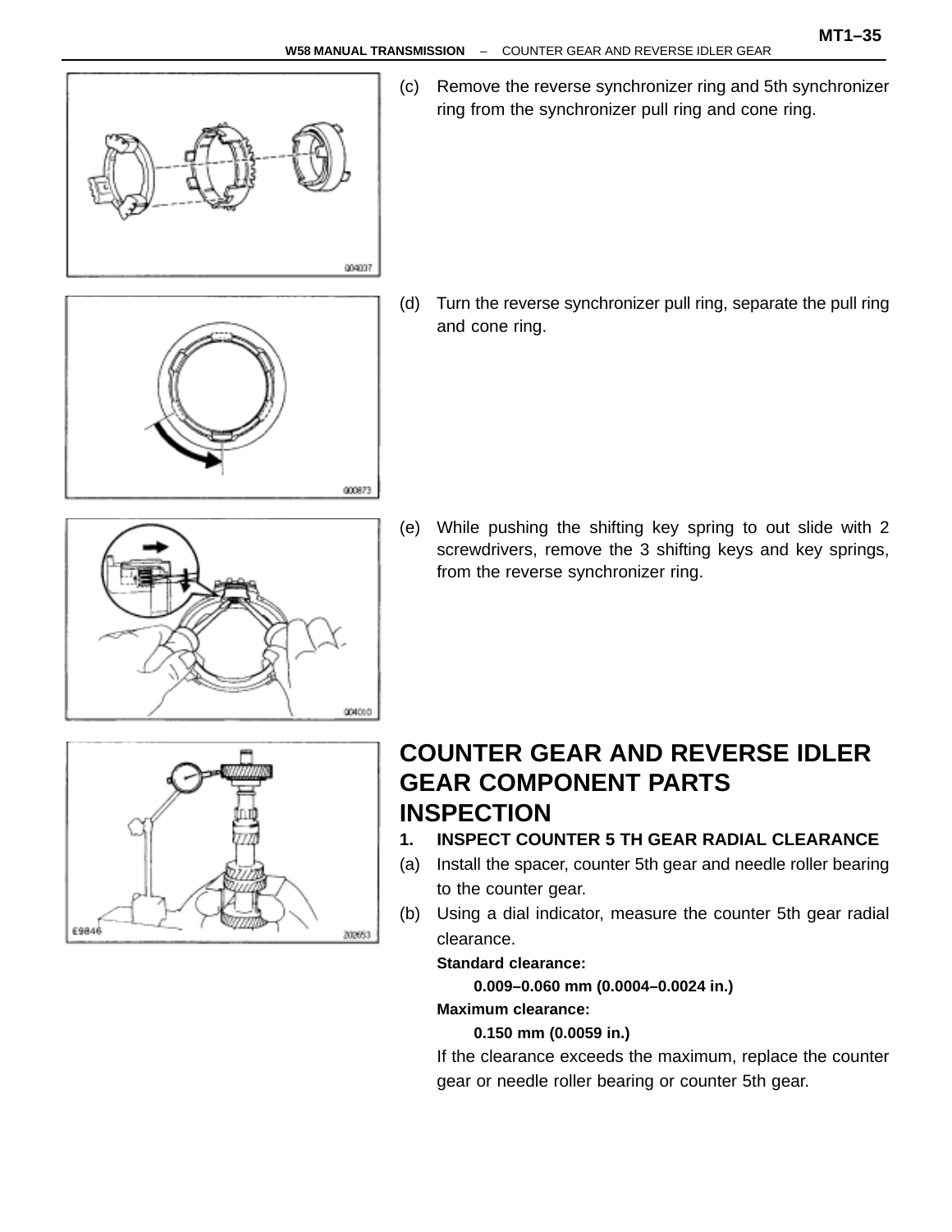(c) Remove the reverse synchronizer ring and 5th synchronizer ring from the synchronizer pull ring and cone ring.

(d) Turn the reverse synchronizer pull ring, separate the pull ring and cone ring.

(e) While pushing the shifting key spring to out slide with 2 screwdrivers, remove the 3 shifting keys and key springs, from the reverse synchronizer ring.

# COUNTER GEAR AND REVERSE IDLER GEAR COMPONENT PARTS INSPECTION

**1. INSPECT COUNTER 5 TH GEAR RADIAL CLEARANCE**

(a) Install the spacer, counter 5th gear and needle roller bearing to the counter gear.

(b) Using a dial indicator, measure the counter 5th gear radial clearance.

**Standard clearance:**

**0.009–0.060 mm (0.0004–0.0024 in.)**

**Maximum clearance:**

**0.150 mm (0.0059 in.)**

If the clearance exceeds the maximum, replace the counter gear or needle roller bearing or counter 5th gear.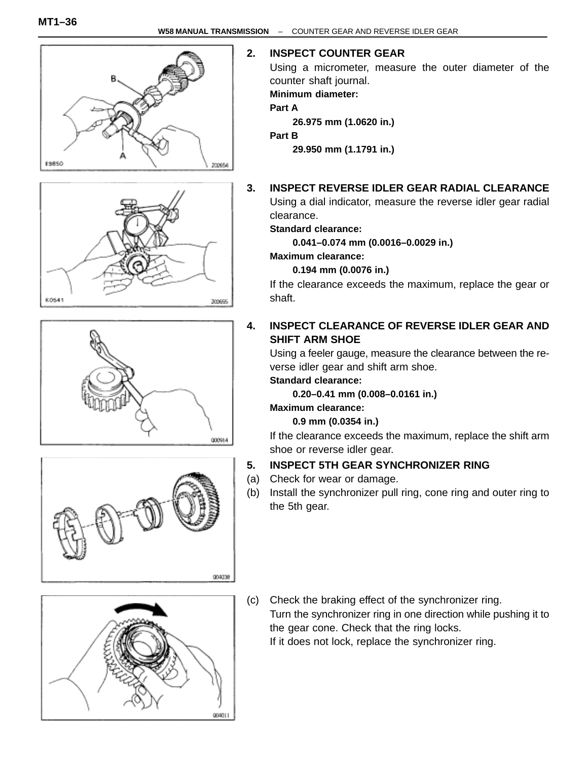## 2. INSPECT COUNTER GEAR

Using a micrometer, measure the outer diameter of the counter shaft journal.

**Minimum diameter:**

**Part A**

**26.975 mm (1.0620 in.)**

**Part B**

**29.950 mm (1.1791 in.)**

## 3. INSPECT REVERSE IDLER GEAR RADIAL CLEARANCE

Using a dial indicator, measure the reverse idler gear radial clearance.

**Standard clearance:**

**0.041–0.074 mm (0.0016–0.0029 in.)**

**Maximum clearance:**

**0.194 mm (0.0076 in.)**

If the clearance exceeds the maximum, replace the gear or shaft.

## 4. INSPECT CLEARANCE OF REVERSE IDLER GEAR AND SHIFT ARM SHOE

Using a feeler gauge, measure the clearance between the reverse idler gear and shift arm shoe.

**Standard clearance:**

**0.20–0.41 mm (0.008–0.0161 in.)**

**Maximum clearance:**

**0.9 mm (0.0354 in.)**

If the clearance exceeds the maximum, replace the shift arm shoe or reverse idler gear.

## 5. INSPECT 5TH GEAR SYNCHRONIZER RING

(a) Check for wear or damage.

(b) Install the synchronizer pull ring, cone ring and outer ring to the 5th gear.

(c) Check the braking effect of the synchronizer ring.

Turn the synchronizer ring in one direction while pushing it to the gear cone. Check that the ring locks.

If it does not lock, replace the synchronizer ring.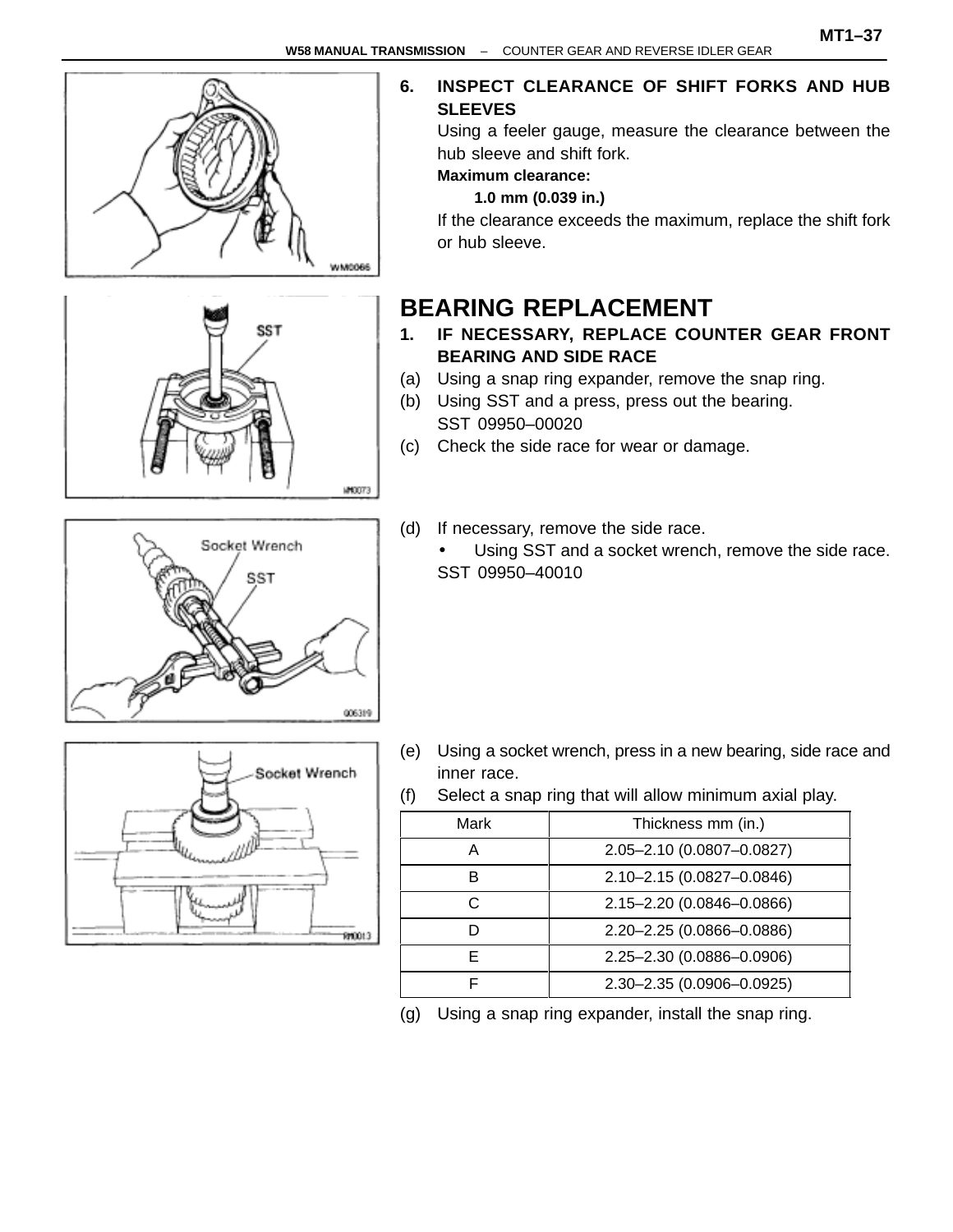6. **INSPECT CLEARANCE OF SHIFT FORKS AND HUB SLEEVES**

   Using a feeler gauge, measure the clearance between the hub sleeve and shift fork.

   **Maximum clearance:**

   **1.0 mm (0.039 in.)**

   If the clearance exceeds the maximum, replace the shift fork or hub sleeve.

## BEARING REPLACEMENT

1. **IF NECESSARY, REPLACE COUNTER GEAR FRONT BEARING AND SIDE RACE**

(a) Using a snap ring expander, remove the snap ring.

(b) Using SST and a press, press out the bearing.
SST 09950–00020

(c) Check the side race for wear or damage.

(d) If necessary, remove the side race.
- Using SST and a socket wrench, remove the side race.

SST 09950–40010

(e) Using a socket wrench, press in a new bearing, side race and inner race.

(f) Select a snap ring that will allow minimum axial play.

| Mark | Thickness mm (in.) |
|---|---|
| A | 2.05–2.10 (0.0807–0.0827) |
| B | 2.10–2.15 (0.0827–0.0846) |
| C | 2.15–2.20 (0.0846–0.0866) |
| D | 2.20–2.25 (0.0866–0.0886) |
| E | 2.25–2.30 (0.0886–0.0906) |
| F | 2.30–2.35 (0.0906–0.0925) |

(g) Using a snap ring expander, install the snap ring.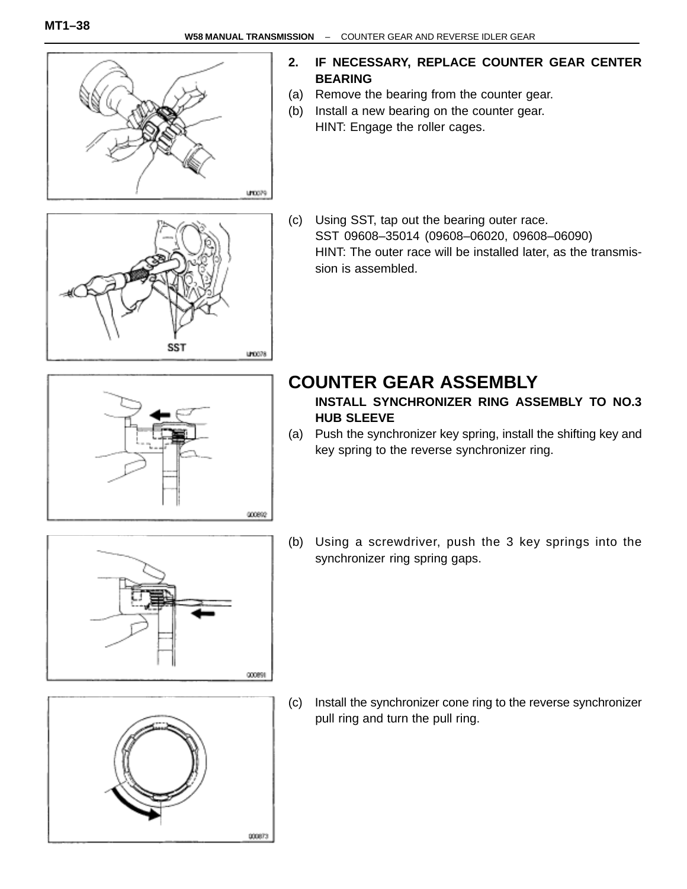2. **IF NECESSARY, REPLACE COUNTER GEAR CENTER BEARING**

(a) Remove the bearing from the counter gear.

(b) Install a new bearing on the counter gear.
HINT: Engage the roller cages.

(c) Using SST, tap out the bearing outer race.
SST 09608–35014 (09608–06020, 09608–06090)
HINT: The outer race will be installed later, as the transmission is assembled.

## COUNTER GEAR ASSEMBLY

**INSTALL SYNCHRONIZER RING ASSEMBLY TO NO.3 HUB SLEEVE**

(a) Push the synchronizer key spring, install the shifting key and key spring to the reverse synchronizer ring.

(b) Using a screwdriver, push the 3 key springs into the synchronizer ring spring gaps.

(c) Install the synchronizer cone ring to the reverse synchronizer pull ring and turn the pull ring.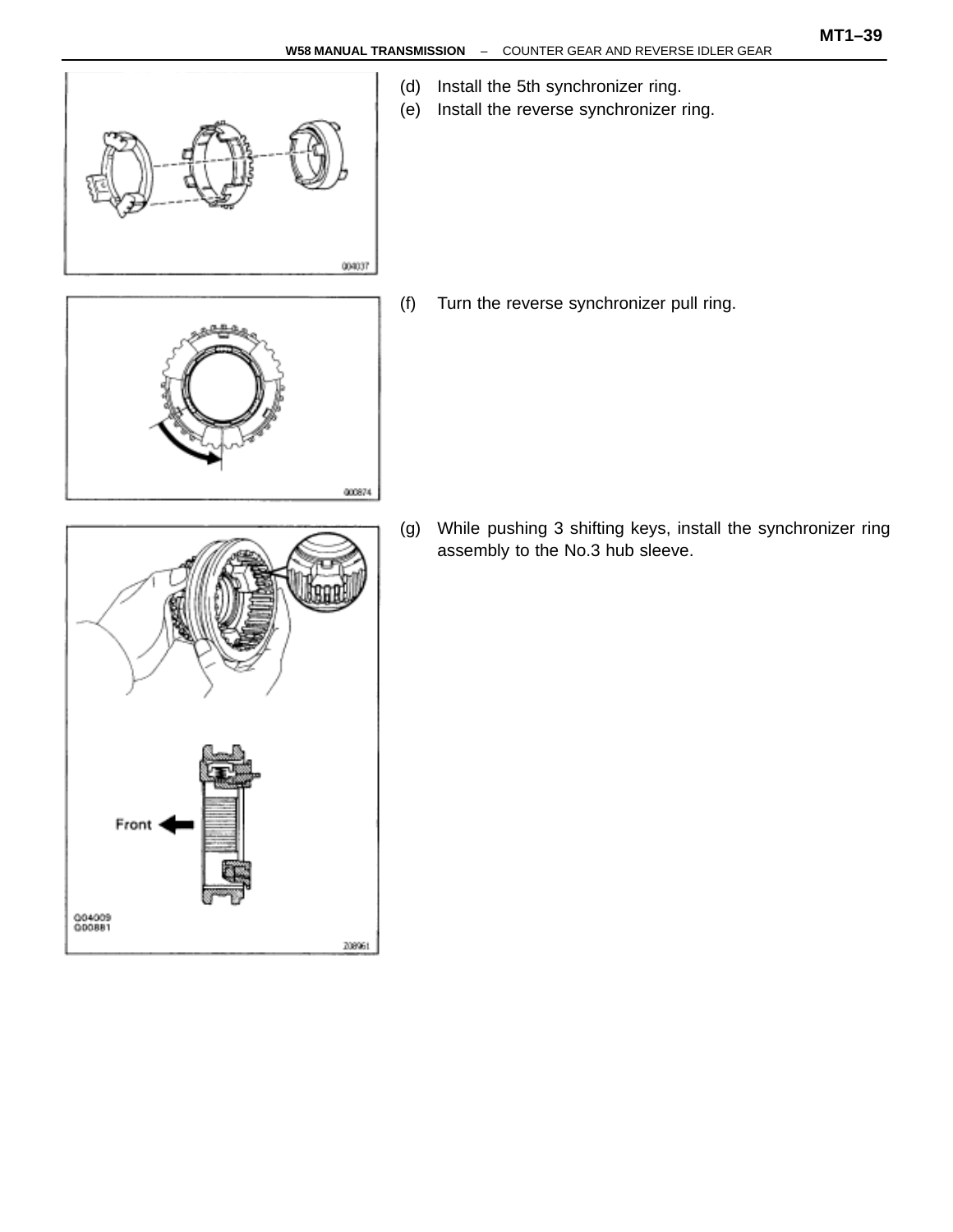(d) Install the 5th synchronizer ring.
(e) Install the reverse synchronizer ring.

(f) Turn the reverse synchronizer pull ring.

(g) While pushing 3 shifting keys, install the synchronizer ring assembly to the No.3 hub sleeve.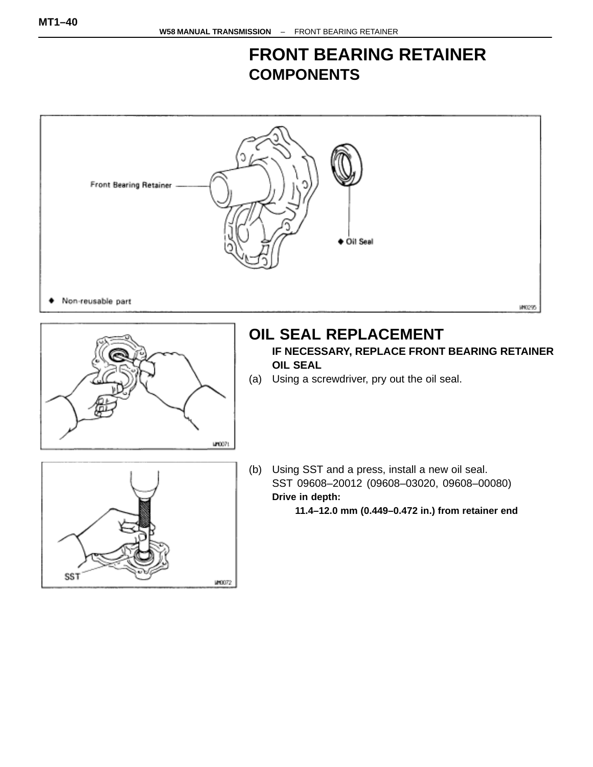# FRONT BEARING RETAINER

## COMPONENTS

Front Bearing Retainer

◆ Oil Seal

◆ Non-reusable part

## OIL SEAL REPLACEMENT

**IF NECESSARY, REPLACE FRONT BEARING RETAINER OIL SEAL**

(a) Using a screwdriver, pry out the oil seal.

(b) Using SST and a press, install a new oil seal.
SST 09608–20012 (09608–03020, 09608–00080)
**Drive in depth:**
**11.4–12.0 mm (0.449–0.472 in.) from retainer end**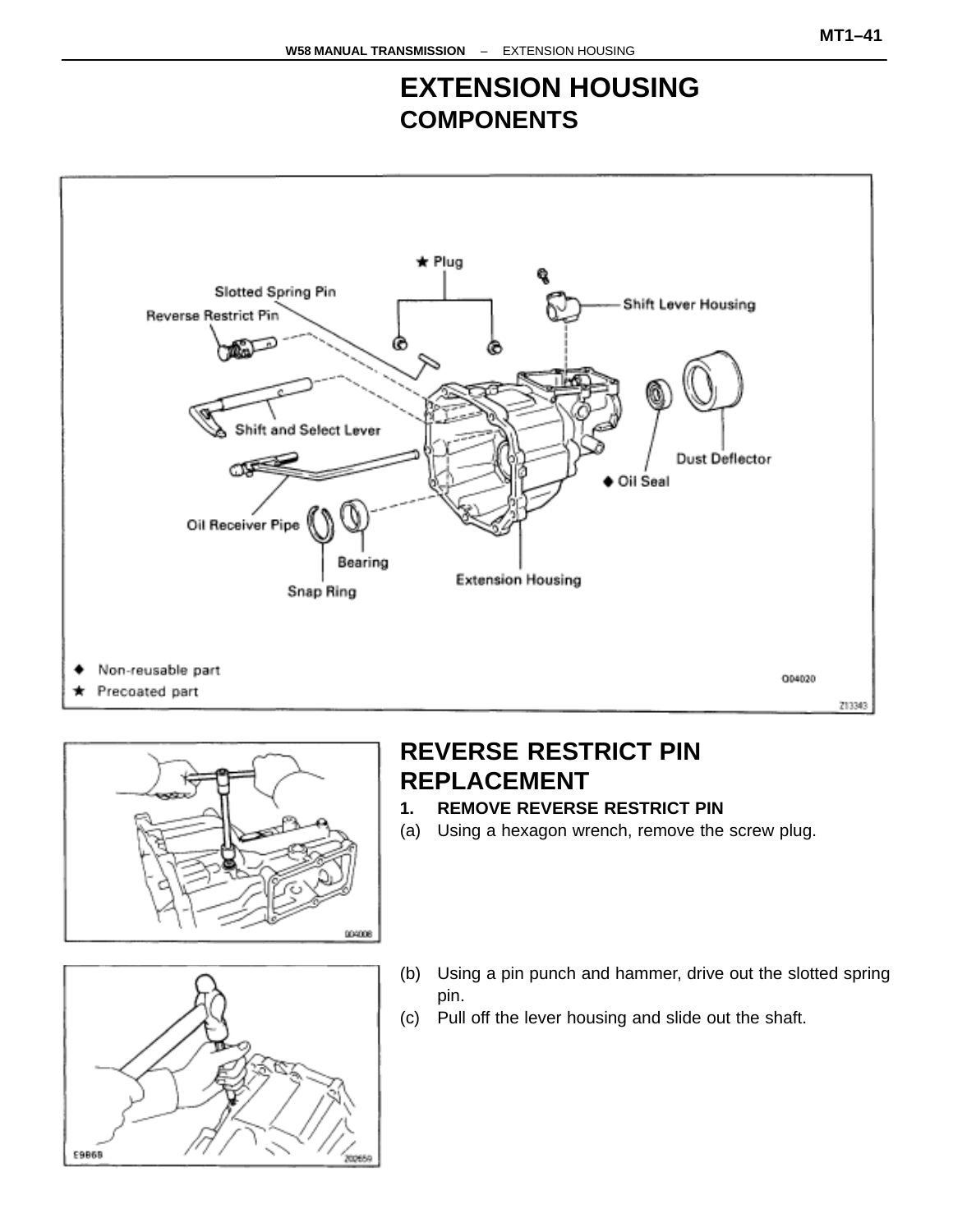# EXTENSION HOUSING

## COMPONENTS

Slotted Spring Pin
Reverse Restrict Pin
★ Plug
Shift Lever Housing
Shift and Select Lever
Oil Receiver Pipe
Bearing
Snap Ring
Extension Housing
Dust Deflector
◆ Oil Seal

◆ Non-reusable part
★ Precoated part

## REVERSE RESTRICT PIN REPLACEMENT

**1. REMOVE REVERSE RESTRICT PIN**

(a) Using a hexagon wrench, remove the screw plug.

(b) Using a pin punch and hammer, drive out the slotted spring pin.

(c) Pull off the lever housing and slide out the shaft.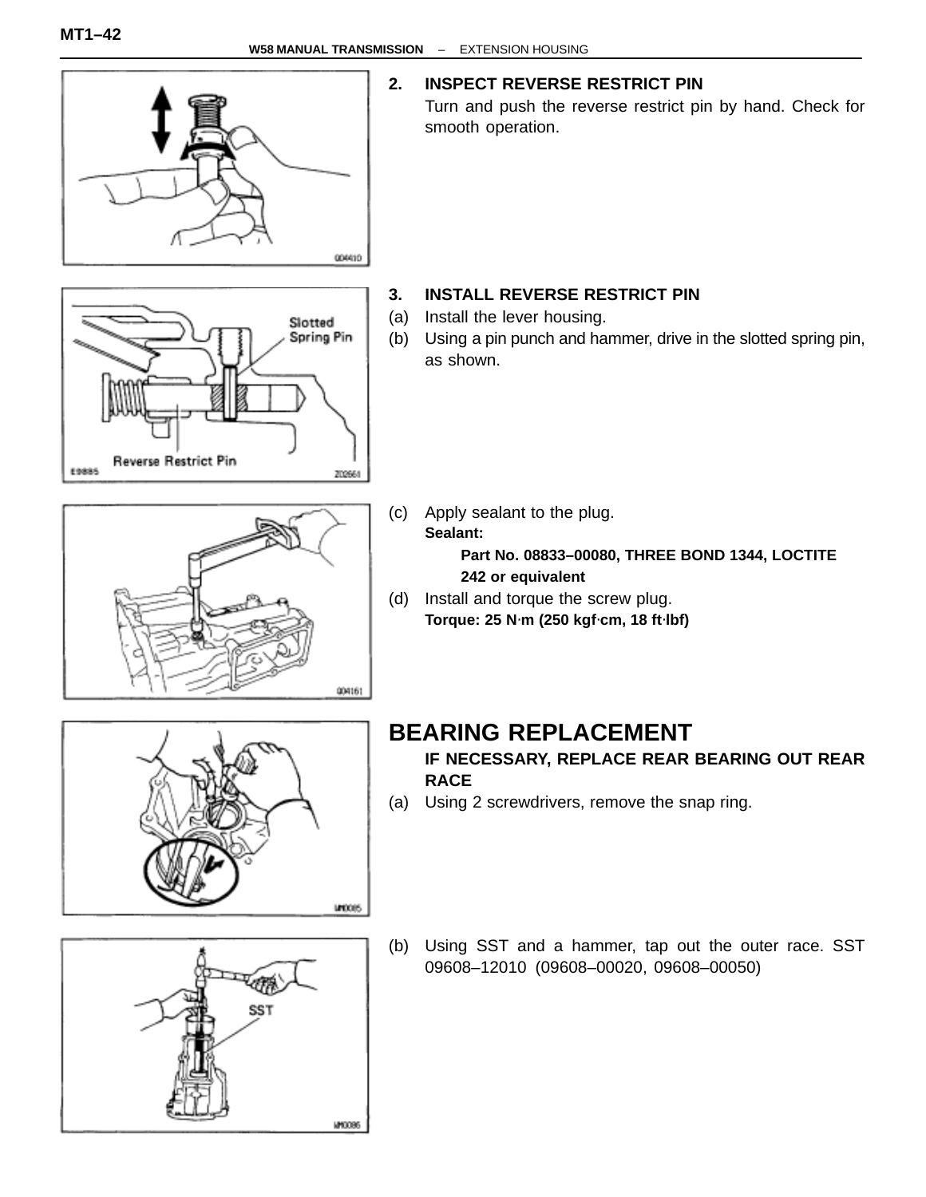2. **INSPECT REVERSE RESTRICT PIN**

Turn and push the reverse restrict pin by hand. Check for smooth operation.

3. **INSTALL REVERSE RESTRICT PIN**

(a) Install the lever housing.

(b) Using a pin punch and hammer, drive in the slotted spring pin, as shown.

(c) Apply sealant to the plug.

**Sealant:**

**Part No. 08833–00080, THREE BOND 1344, LOCTITE 242 or equivalent**

(d) Install and torque the screw plug.

**Torque: 25 N·m (250 kgf·cm, 18 ft·lbf)**

# BEARING REPLACEMENT

**IF NECESSARY, REPLACE REAR BEARING OUT REAR RACE**

(a) Using 2 screwdrivers, remove the snap ring.

(b) Using SST and a hammer, tap out the outer race. SST 09608–12010 (09608–00020, 09608–00050)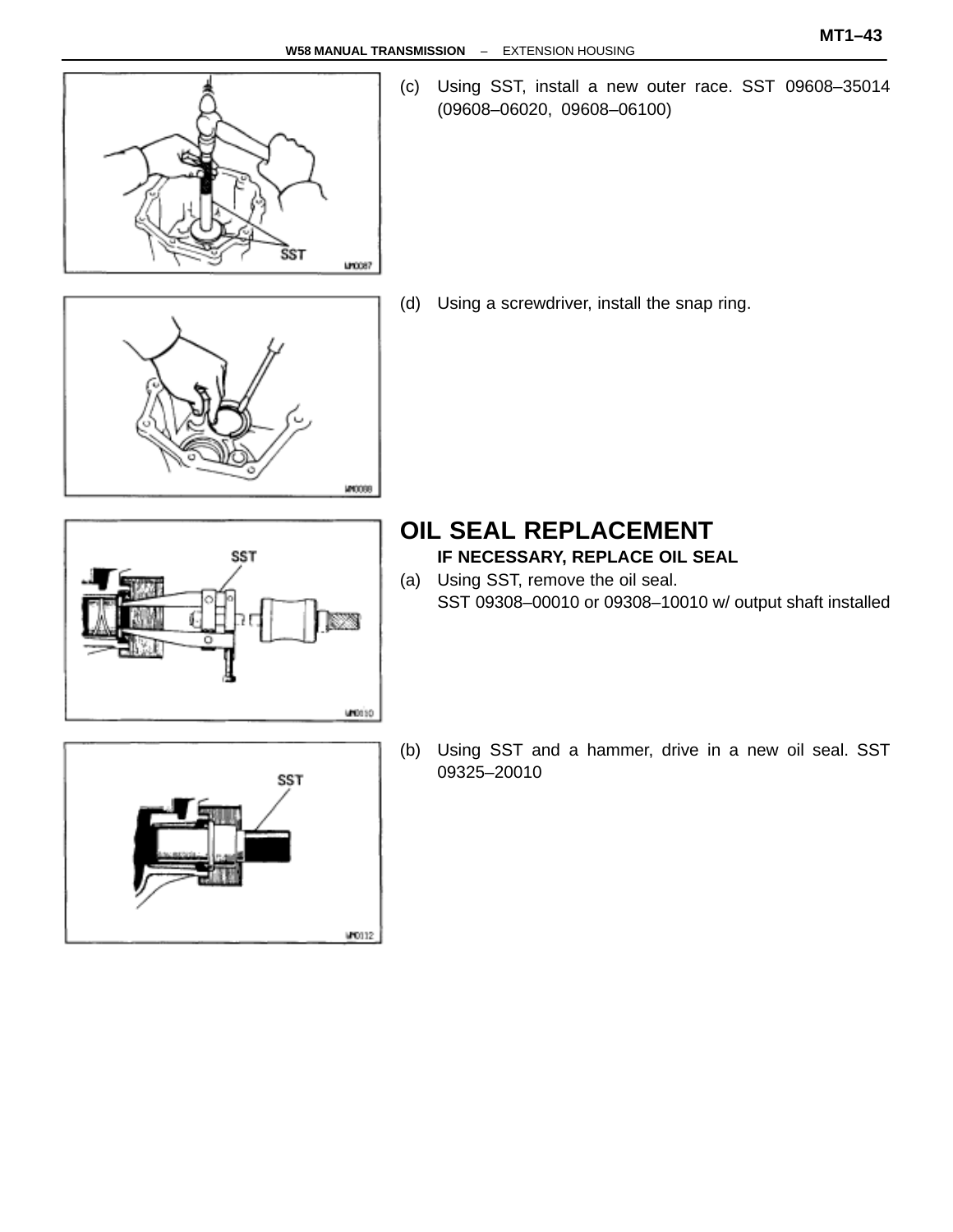(c) Using SST, install a new outer race. SST 09608–35014 (09608–06020, 09608–06100)

(d) Using a screwdriver, install the snap ring.

## OIL SEAL REPLACEMENT

**IF NECESSARY, REPLACE OIL SEAL**

(a) Using SST, remove the oil seal.
SST 09308–00010 or 09308–10010 w/ output shaft installed

(b) Using SST and a hammer, drive in a new oil seal. SST 09325–20010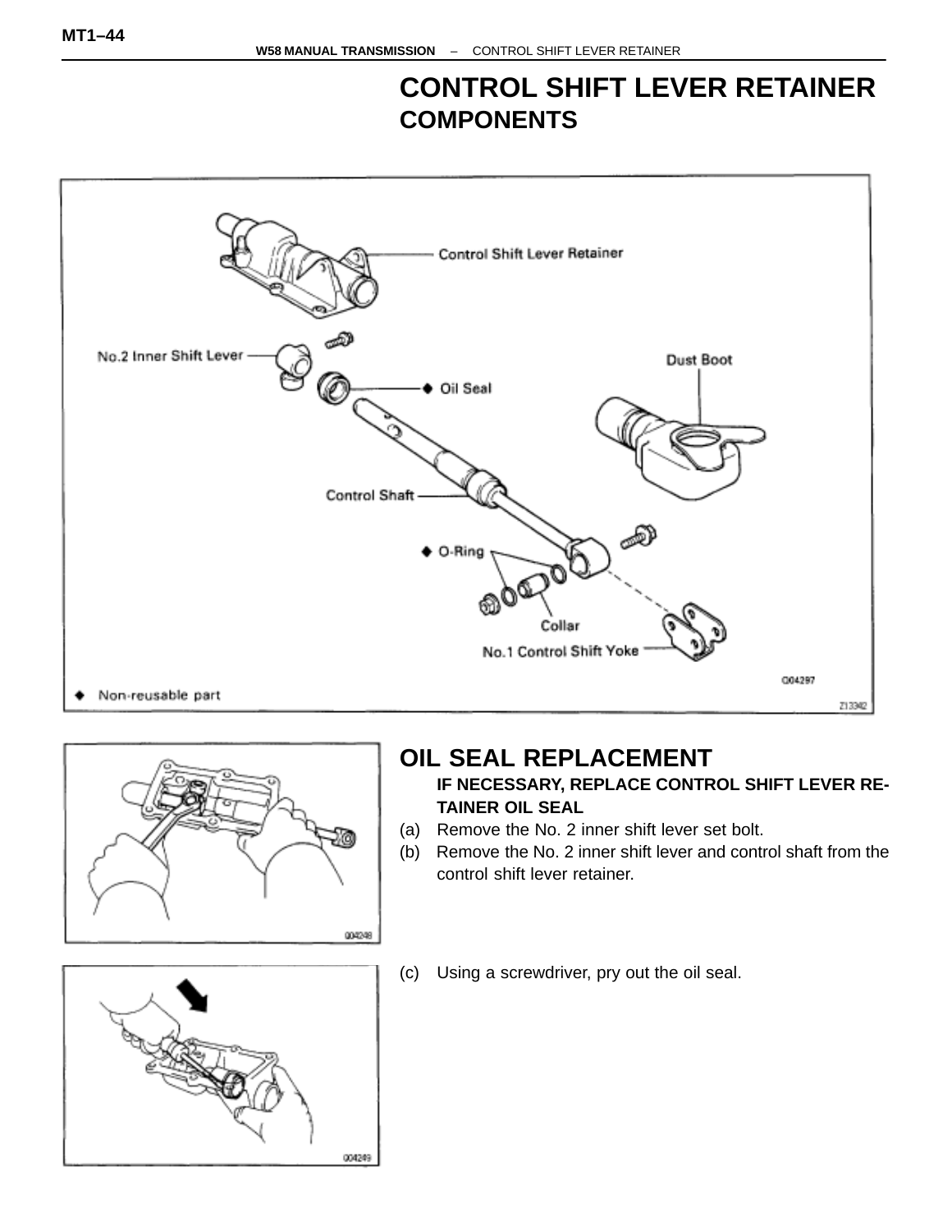# CONTROL SHIFT LEVER RETAINER

## COMPONENTS

Control Shift Lever Retainer

No.2 Inner Shift Lever

◆ Oil Seal

Dust Boot

Control Shaft

◆ O-Ring

Collar

No.1 Control Shift Yoke

◆ Non-reusable part

Q04297

Z13342

## OIL SEAL REPLACEMENT

**IF NECESSARY, REPLACE CONTROL SHIFT LEVER RETAINER OIL SEAL**

(a) Remove the No. 2 inner shift lever set bolt.

(b) Remove the No. 2 inner shift lever and control shaft from the control shift lever retainer.

Q04248

(c) Using a screwdriver, pry out the oil seal.

Q04249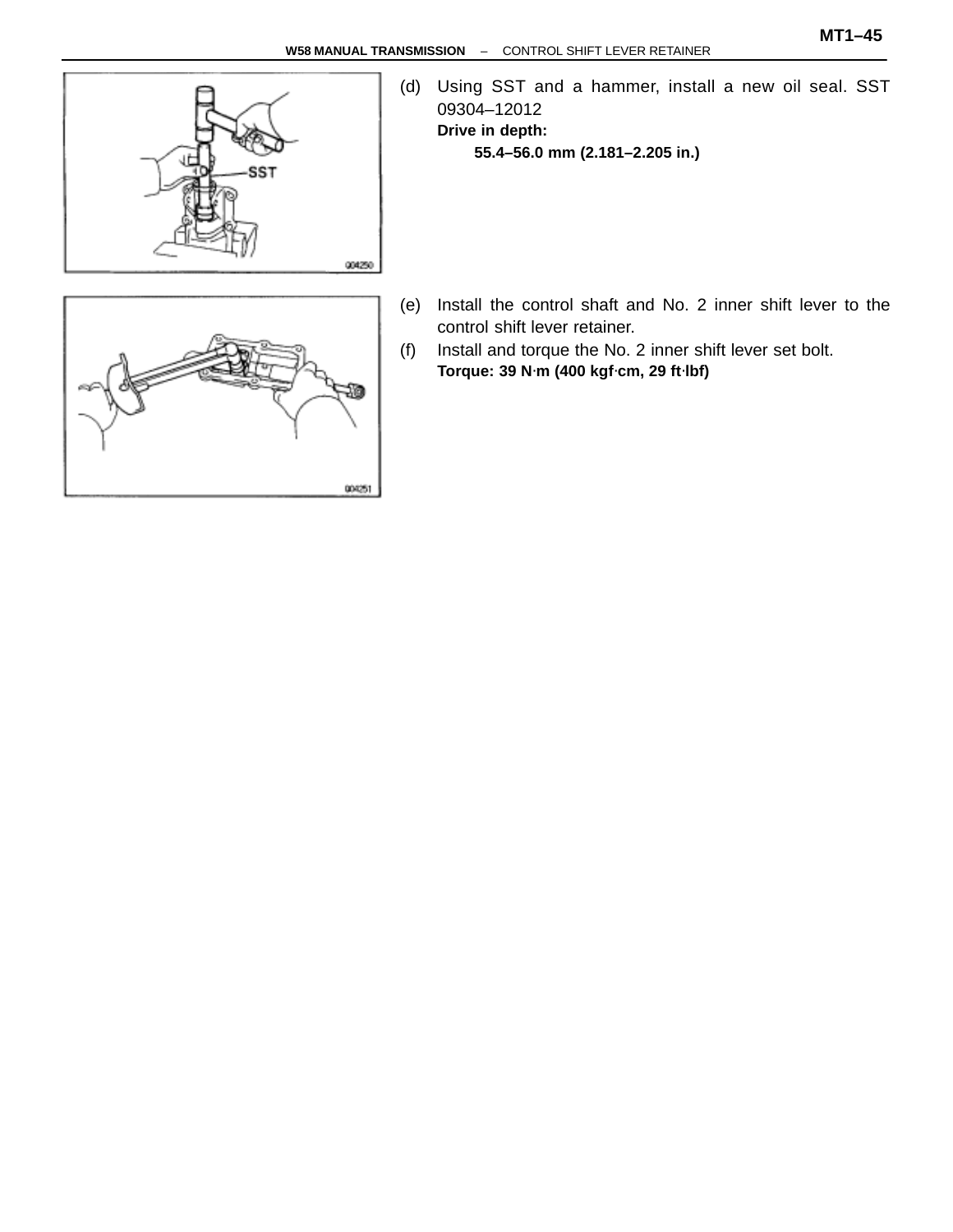(d) Using SST and a hammer, install a new oil seal. SST 09304–12012

**Drive in depth:**

**55.4–56.0 mm (2.181–2.205 in.)**

(e) Install the control shaft and No. 2 inner shift lever to the control shift lever retainer.

(f) Install and torque the No. 2 inner shift lever set bolt.

**Torque: 39 N·m (400 kgf·cm, 29 ft·lbf)**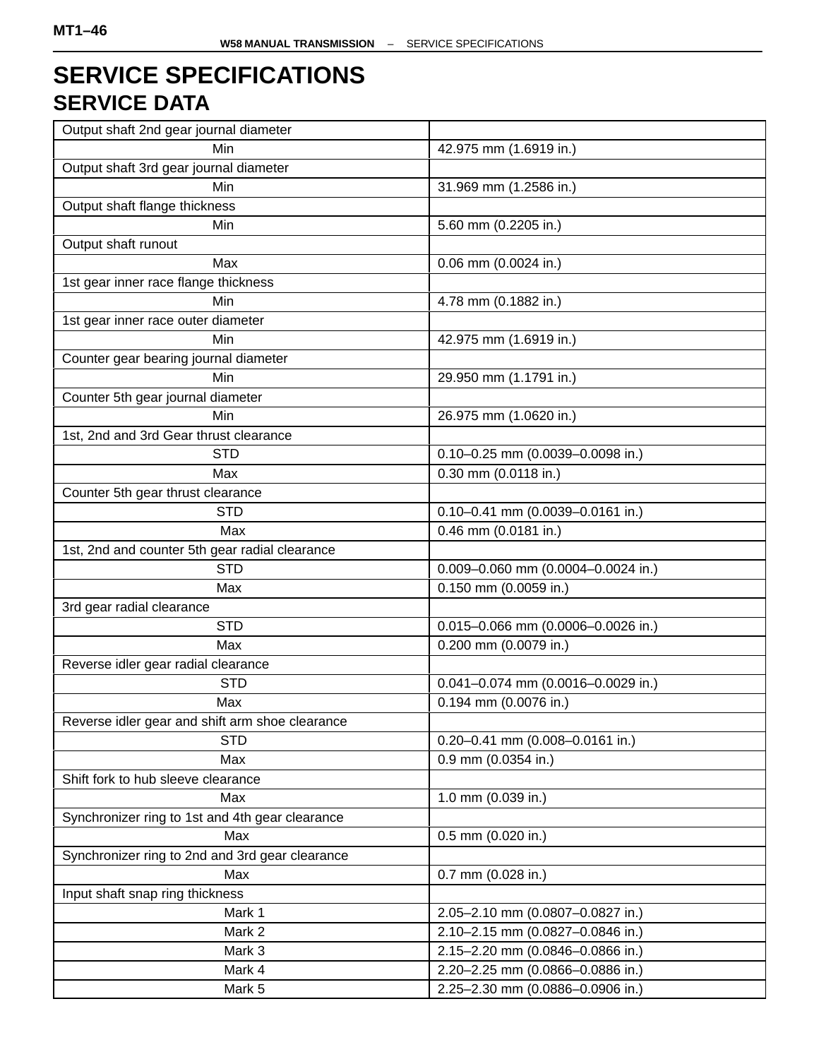# SERVICE SPECIFICATIONS

## SERVICE DATA

| | |
|---|---|
| Output shaft 2nd gear journal diameter | |
| Min | 42.975 mm (1.6919 in.) |
| Output shaft 3rd gear journal diameter | |
| Min | 31.969 mm (1.2586 in.) |
| Output shaft flange thickness | |
| Min | 5.60 mm (0.2205 in.) |
| Output shaft runout | |
| Max | 0.06 mm (0.0024 in.) |
| 1st gear inner race flange thickness | |
| Min | 4.78 mm (0.1882 in.) |
| 1st gear inner race outer diameter | |
| Min | 42.975 mm (1.6919 in.) |
| Counter gear bearing journal diameter | |
| Min | 29.950 mm (1.1791 in.) |
| Counter 5th gear journal diameter | |
| Min | 26.975 mm (1.0620 in.) |
| 1st, 2nd and 3rd Gear thrust clearance | |
| STD | 0.10–0.25 mm (0.0039–0.0098 in.) |
| Max | 0.30 mm (0.0118 in.) |
| Counter 5th gear thrust clearance | |
| STD | 0.10–0.41 mm (0.0039–0.0161 in.) |
| Max | 0.46 mm (0.0181 in.) |
| 1st, 2nd and counter 5th gear radial clearance | |
| STD | 0.009–0.060 mm (0.0004–0.0024 in.) |
| Max | 0.150 mm (0.0059 in.) |
| 3rd gear radial clearance | |
| STD | 0.015–0.066 mm (0.0006–0.0026 in.) |
| Max | 0.200 mm (0.0079 in.) |
| Reverse idler gear radial clearance | |
| STD | 0.041–0.074 mm (0.0016–0.0029 in.) |
| Max | 0.194 mm (0.0076 in.) |
| Reverse idler gear and shift arm shoe clearance | |
| STD | 0.20–0.41 mm (0.008–0.0161 in.) |
| Max | 0.9 mm (0.0354 in.) |
| Shift fork to hub sleeve clearance | |
| Max | 1.0 mm (0.039 in.) |
| Synchronizer ring to 1st and 4th gear clearance | |
| Max | 0.5 mm (0.020 in.) |
| Synchronizer ring to 2nd and 3rd gear clearance | |
| Max | 0.7 mm (0.028 in.) |
| Input shaft snap ring thickness | |
| Mark 1 | 2.05–2.10 mm (0.0807–0.0827 in.) |
| Mark 2 | 2.10–2.15 mm (0.0827–0.0846 in.) |
| Mark 3 | 2.15–2.20 mm (0.0846–0.0866 in.) |
| Mark 4 | 2.20–2.25 mm (0.0866–0.0886 in.) |
| Mark 5 | 2.25–2.30 mm (0.0886–0.0906 in.) |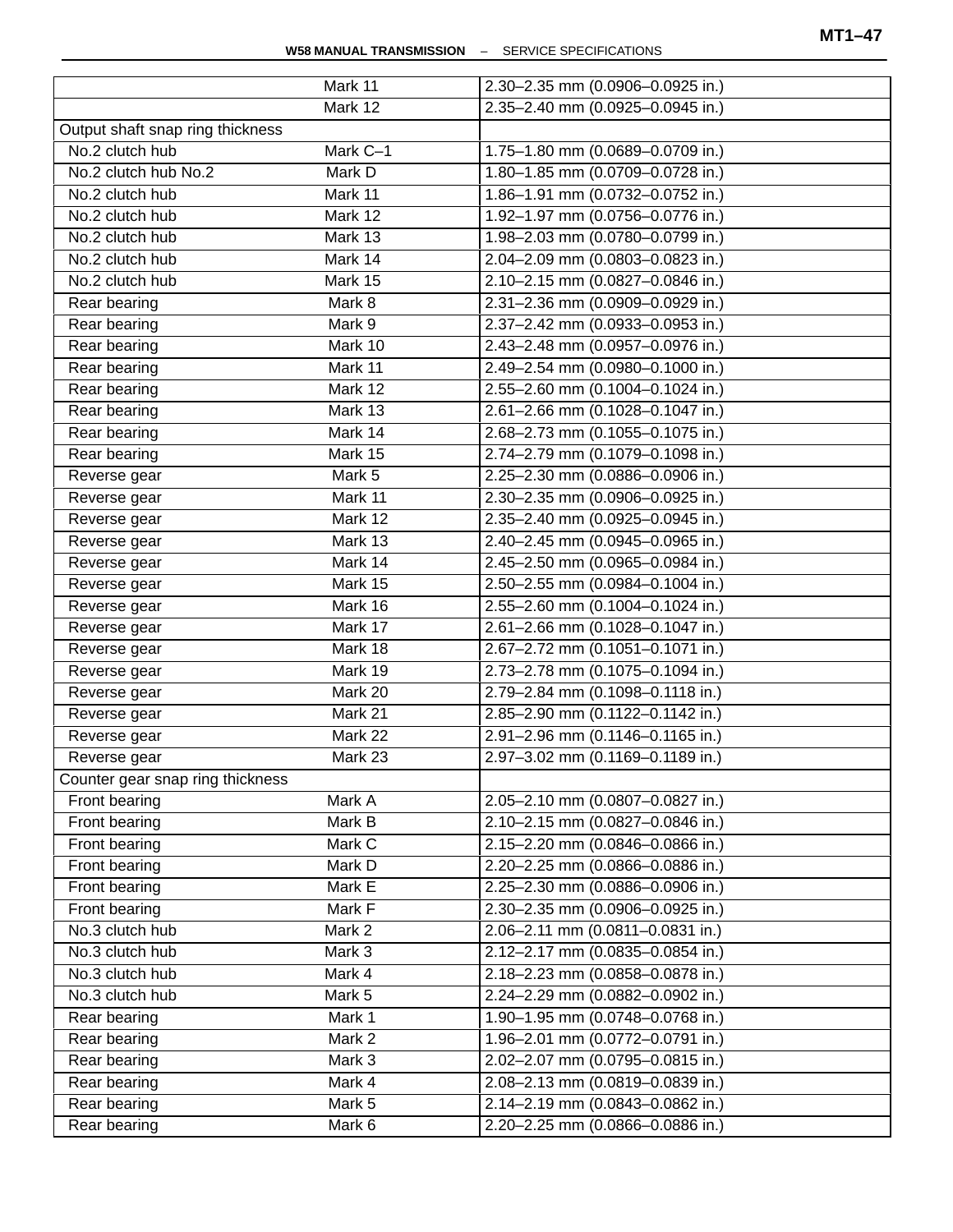| | | |
|---|---|---|
| | Mark 11 | 2.30–2.35 mm (0.0906–0.0925 in.) |
| | Mark 12 | 2.35–2.40 mm (0.0925–0.0945 in.) |
| Output shaft snap ring thickness | | |
| No.2 clutch hub | Mark C–1 | 1.75–1.80 mm (0.0689–0.0709 in.) |
| No.2 clutch hub No.2 | Mark D | 1.80–1.85 mm (0.0709–0.0728 in.) |
| No.2 clutch hub | Mark 11 | 1.86–1.91 mm (0.0732–0.0752 in.) |
| No.2 clutch hub | Mark 12 | 1.92–1.97 mm (0.0756–0.0776 in.) |
| No.2 clutch hub | Mark 13 | 1.98–2.03 mm (0.0780–0.0799 in.) |
| No.2 clutch hub | Mark 14 | 2.04–2.09 mm (0.0803–0.0823 in.) |
| No.2 clutch hub | Mark 15 | 2.10–2.15 mm (0.0827–0.0846 in.) |
| Rear bearing | Mark 8 | 2.31–2.36 mm (0.0909–0.0929 in.) |
| Rear bearing | Mark 9 | 2.37–2.42 mm (0.0933–0.0953 in.) |
| Rear bearing | Mark 10 | 2.43–2.48 mm (0.0957–0.0976 in.) |
| Rear bearing | Mark 11 | 2.49–2.54 mm (0.0980–0.1000 in.) |
| Rear bearing | Mark 12 | 2.55–2.60 mm (0.1004–0.1024 in.) |
| Rear bearing | Mark 13 | 2.61–2.66 mm (0.1028–0.1047 in.) |
| Rear bearing | Mark 14 | 2.68–2.73 mm (0.1055–0.1075 in.) |
| Rear bearing | Mark 15 | 2.74–2.79 mm (0.1079–0.1098 in.) |
| Reverse gear | Mark 5 | 2.25–2.30 mm (0.0886–0.0906 in.) |
| Reverse gear | Mark 11 | 2.30–2.35 mm (0.0906–0.0925 in.) |
| Reverse gear | Mark 12 | 2.35–2.40 mm (0.0925–0.0945 in.) |
| Reverse gear | Mark 13 | 2.40–2.45 mm (0.0945–0.0965 in.) |
| Reverse gear | Mark 14 | 2.45–2.50 mm (0.0965–0.0984 in.) |
| Reverse gear | Mark 15 | 2.50–2.55 mm (0.0984–0.1004 in.) |
| Reverse gear | Mark 16 | 2.55–2.60 mm (0.1004–0.1024 in.) |
| Reverse gear | Mark 17 | 2.61–2.66 mm (0.1028–0.1047 in.) |
| Reverse gear | Mark 18 | 2.67–2.72 mm (0.1051–0.1071 in.) |
| Reverse gear | Mark 19 | 2.73–2.78 mm (0.1075–0.1094 in.) |
| Reverse gear | Mark 20 | 2.79–2.84 mm (0.1098–0.1118 in.) |
| Reverse gear | Mark 21 | 2.85–2.90 mm (0.1122–0.1142 in.) |
| Reverse gear | Mark 22 | 2.91–2.96 mm (0.1146–0.1165 in.) |
| Reverse gear | Mark 23 | 2.97–3.02 mm (0.1169–0.1189 in.) |
| Counter gear snap ring thickness | | |
| Front bearing | Mark A | 2.05–2.10 mm (0.0807–0.0827 in.) |
| Front bearing | Mark B | 2.10–2.15 mm (0.0827–0.0846 in.) |
| Front bearing | Mark C | 2.15–2.20 mm (0.0846–0.0866 in.) |
| Front bearing | Mark D | 2.20–2.25 mm (0.0866–0.0886 in.) |
| Front bearing | Mark E | 2.25–2.30 mm (0.0886–0.0906 in.) |
| Front bearing | Mark F | 2.30–2.35 mm (0.0906–0.0925 in.) |
| No.3 clutch hub | Mark 2 | 2.06–2.11 mm (0.0811–0.0831 in.) |
| No.3 clutch hub | Mark 3 | 2.12–2.17 mm (0.0835–0.0854 in.) |
| No.3 clutch hub | Mark 4 | 2.18–2.23 mm (0.0858–0.0878 in.) |
| No.3 clutch hub | Mark 5 | 2.24–2.29 mm (0.0882–0.0902 in.) |
| Rear bearing | Mark 1 | 1.90–1.95 mm (0.0748–0.0768 in.) |
| Rear bearing | Mark 2 | 1.96–2.01 mm (0.0772–0.0791 in.) |
| Rear bearing | Mark 3 | 2.02–2.07 mm (0.0795–0.0815 in.) |
| Rear bearing | Mark 4 | 2.08–2.13 mm (0.0819–0.0839 in.) |
| Rear bearing | Mark 5 | 2.14–2.19 mm (0.0843–0.0862 in.) |
| Rear bearing | Mark 6 | 2.20–2.25 mm (0.0866–0.0886 in.) |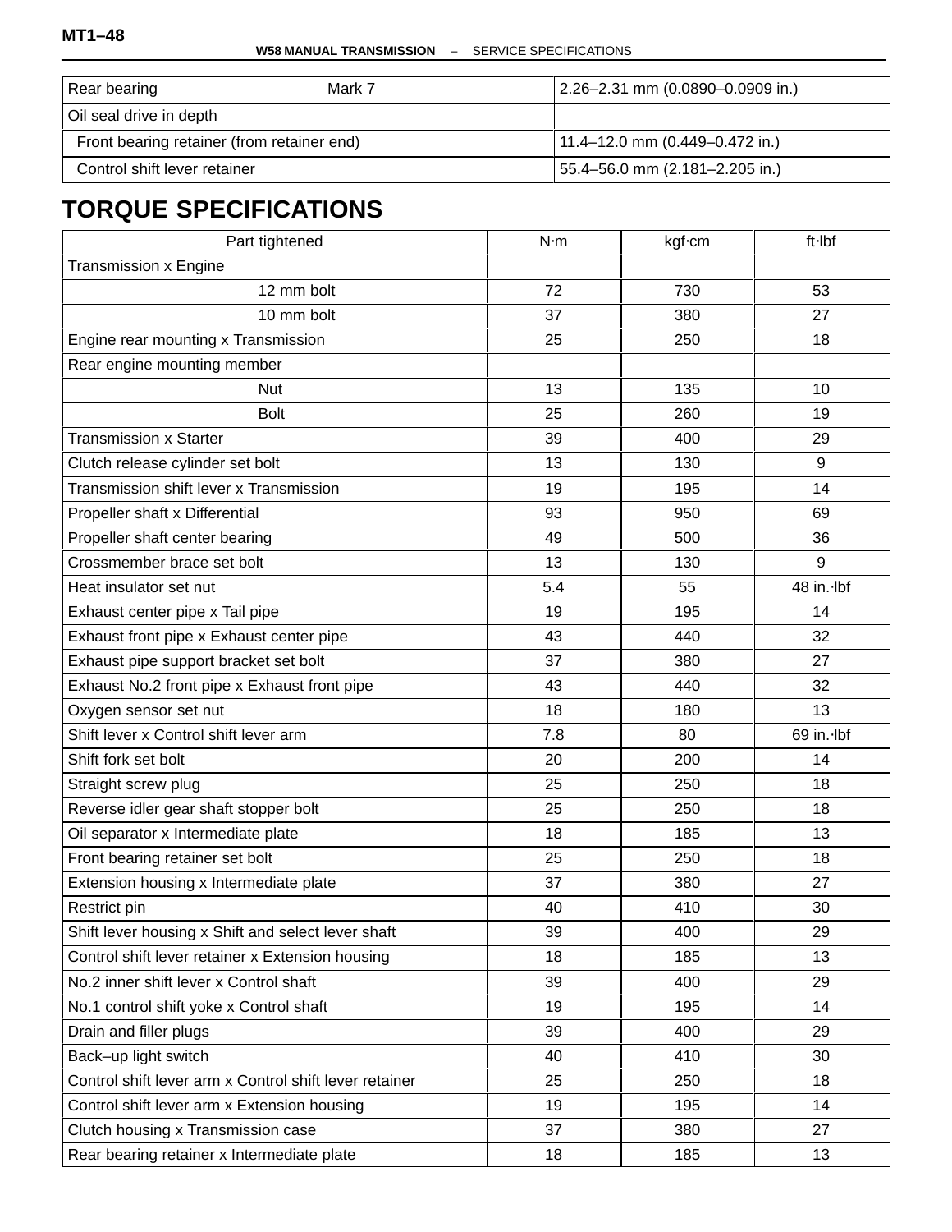| | | |
|---|---|---|
| Rear bearing | Mark 7 | 2.26–2.31 mm (0.0890–0.0909 in.) |
| Oil seal drive in depth | | |
| Front bearing retainer (from retainer end) | | 11.4–12.0 mm (0.449–0.472 in.) |
| Control shift lever retainer | | 55.4–56.0 mm (2.181–2.205 in.) |

## TORQUE SPECIFICATIONS

| Part tightened | N·m | kgf·cm | ft·lbf |
|---|---|---|---|
| Transmission x Engine | | | |
| 12 mm bolt | 72 | 730 | 53 |
| 10 mm bolt | 37 | 380 | 27 |
| Engine rear mounting x Transmission | 25 | 250 | 18 |
| Rear engine mounting member | | | |
| Nut | 13 | 135 | 10 |
| Bolt | 25 | 260 | 19 |
| Transmission x Starter | 39 | 400 | 29 |
| Clutch release cylinder set bolt | 13 | 130 | 9 |
| Transmission shift lever x Transmission | 19 | 195 | 14 |
| Propeller shaft x Differential | 93 | 950 | 69 |
| Propeller shaft center bearing | 49 | 500 | 36 |
| Crossmember brace set bolt | 13 | 130 | 9 |
| Heat insulator set nut | 5.4 | 55 | 48 in.·lbf |
| Exhaust center pipe x Tail pipe | 19 | 195 | 14 |
| Exhaust front pipe x Exhaust center pipe | 43 | 440 | 32 |
| Exhaust pipe support bracket set bolt | 37 | 380 | 27 |
| Exhaust No.2 front pipe x Exhaust front pipe | 43 | 440 | 32 |
| Oxygen sensor set nut | 18 | 180 | 13 |
| Shift lever x Control shift lever arm | 7.8 | 80 | 69 in.·lbf |
| Shift fork set bolt | 20 | 200 | 14 |
| Straight screw plug | 25 | 250 | 18 |
| Reverse idler gear shaft stopper bolt | 25 | 250 | 18 |
| Oil separator x Intermediate plate | 18 | 185 | 13 |
| Front bearing retainer set bolt | 25 | 250 | 18 |
| Extension housing x Intermediate plate | 37 | 380 | 27 |
| Restrict pin | 40 | 410 | 30 |
| Shift lever housing x Shift and select lever shaft | 39 | 400 | 29 |
| Control shift lever retainer x Extension housing | 18 | 185 | 13 |
| No.2 inner shift lever x Control shaft | 39 | 400 | 29 |
| No.1 control shift yoke x Control shaft | 19 | 195 | 14 |
| Drain and filler plugs | 39 | 400 | 29 |
| Back–up light switch | 40 | 410 | 30 |
| Control shift lever arm x Control shift lever retainer | 25 | 250 | 18 |
| Control shift lever arm x Extension housing | 19 | 195 | 14 |
| Clutch housing x Transmission case | 37 | 380 | 27 |
| Rear bearing retainer x Intermediate plate | 18 | 185 | 13 |